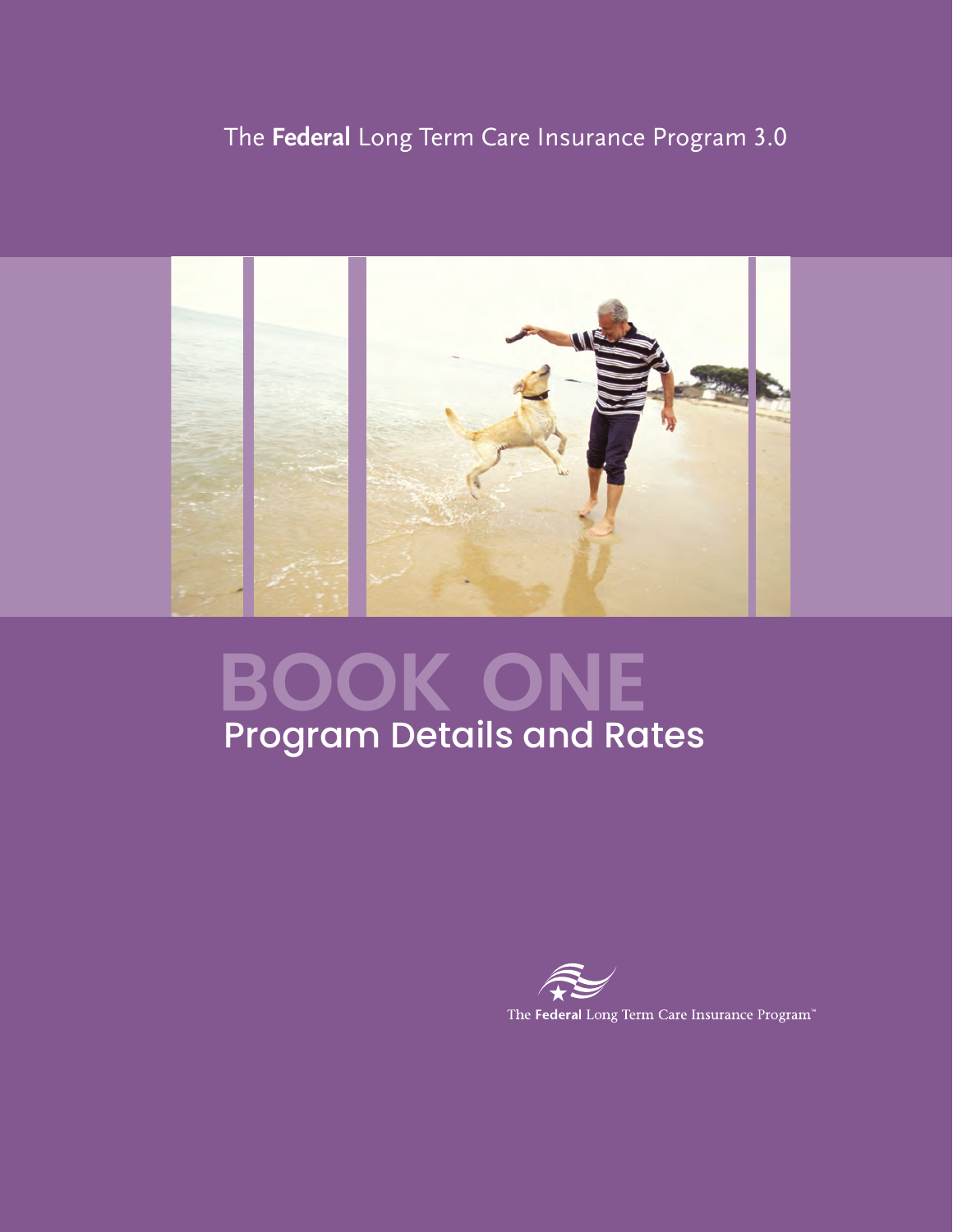The **Federal** Long Term Care Insurance Program 3.0

# BOOK ONE

## Program Details and Rates

The **Federal** Long Term Care Insurance Program™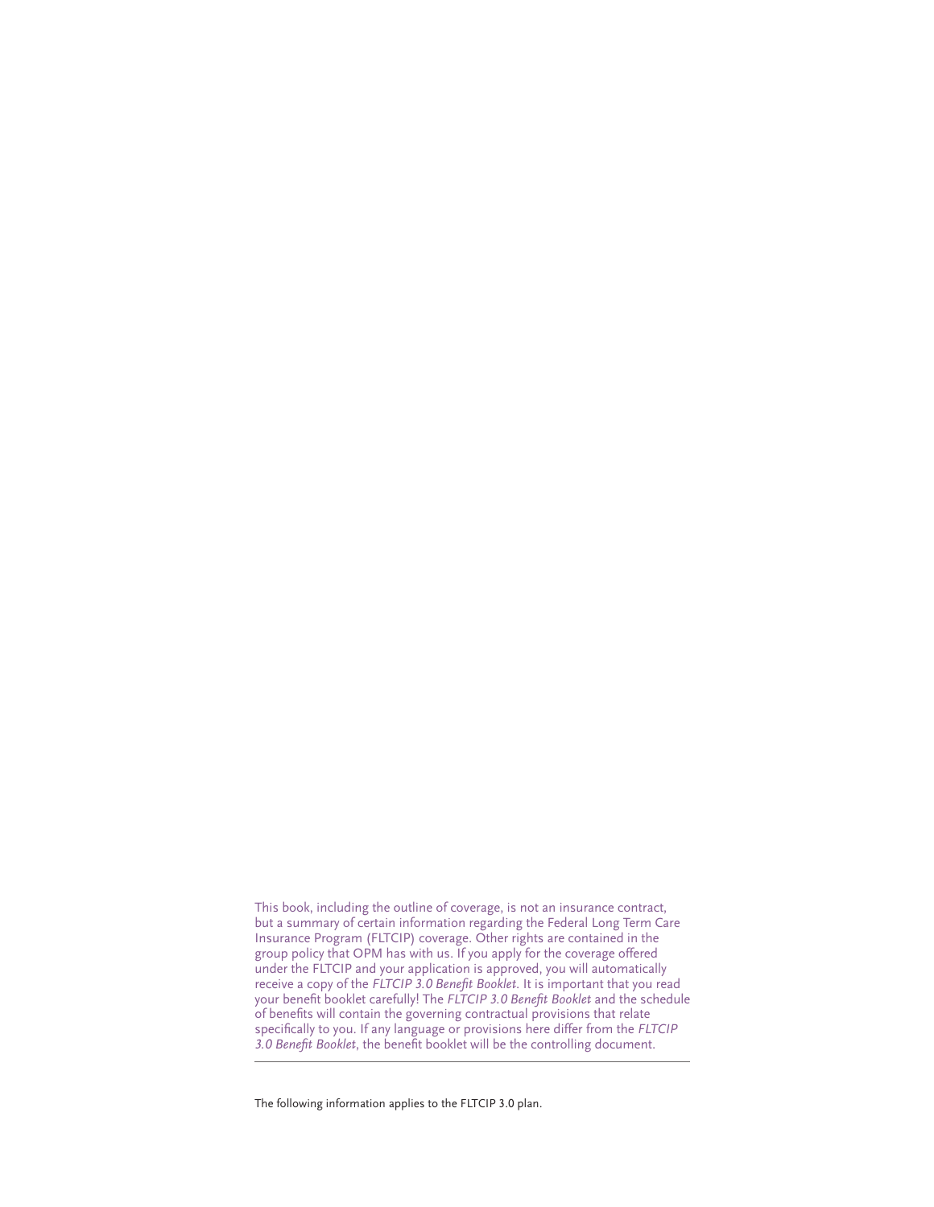This book, including the outline of coverage, is not an insurance contract, but a summary of certain information regarding the Federal Long Term Care Insurance Program (FLTCIP) coverage. Other rights are contained in the group policy that OPM has with us. If you apply for the coverage offered under the FLTCIP and your application is approved, you will automatically receive a copy of the *FLTCIP 3.0 Benefit Booklet*. It is important that you read your benefit booklet carefully! The *FLTCIP 3.0 Benefit Booklet* and the schedule of benefits will contain the governing contractual provisions that relate specifically to you. If any language or provisions here differ from the *FLTCIP 3.0 Benefit Booklet*, the benefit booklet will be the controlling document.

---

The following information applies to the FLTCIP 3.0 plan.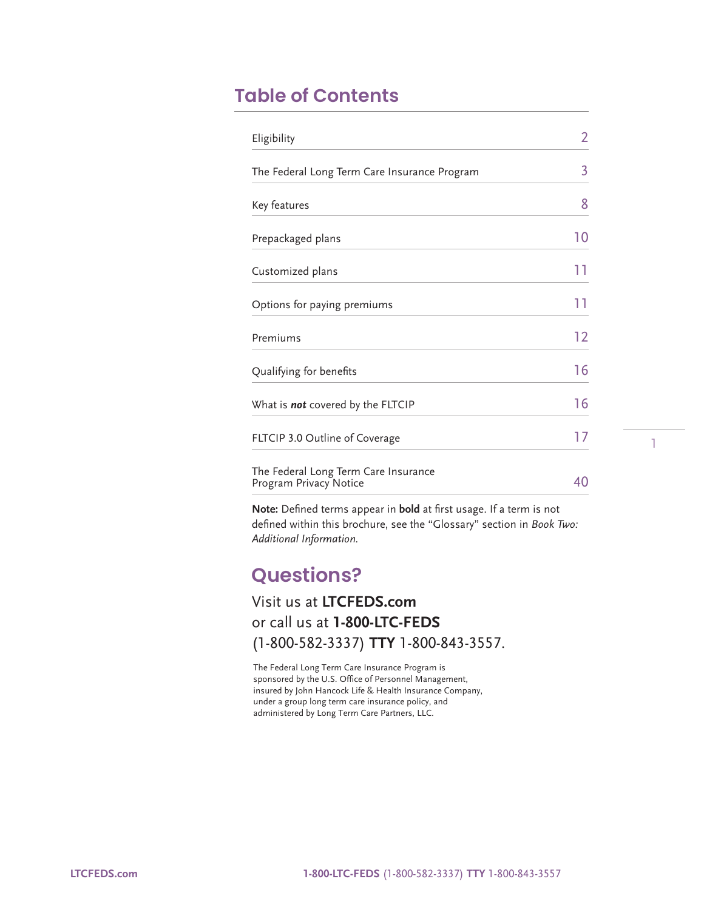## Table of Contents

| | |
|---|---|
| Eligibility | 2 |
| The Federal Long Term Care Insurance Program | 3 |
| Key features | 8 |
| Prepackaged plans | 10 |
| Customized plans | 11 |
| Options for paying premiums | 11 |
| Premiums | 12 |
| Qualifying for benefits | 16 |
| What is ***not*** covered by the FLTCIP | 16 |
| FLTCIP 3.0 Outline of Coverage | 17 |
| The Federal Long Term Care Insurance Program Privacy Notice | 40 |

**Note:** Defined terms appear in **bold** at first usage. If a term is not defined within this brochure, see the "Glossary" section in *Book Two: Additional Information*.

## Questions?

Visit us at **LTCFEDS.com**
or call us at **1-800-LTC-FEDS**
(1-800-582-3337) **TTY** 1-800-843-3557.

The Federal Long Term Care Insurance Program is sponsored by the U.S. Office of Personnel Management, insured by John Hancock Life & Health Insurance Company, under a group long term care insurance policy, and administered by Long Term Care Partners, LLC.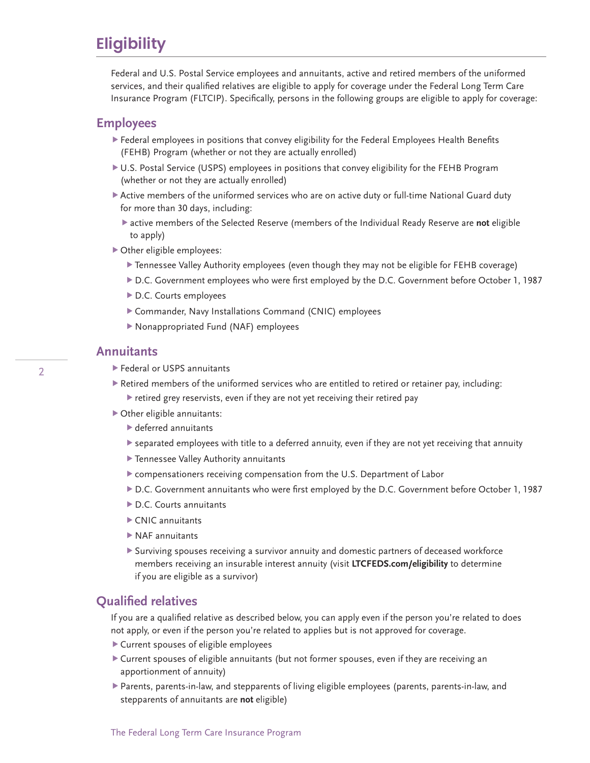# Eligibility

Federal and U.S. Postal Service employees and annuitants, active and retired members of the uniformed services, and their qualified relatives are eligible to apply for coverage under the Federal Long Term Care Insurance Program (FLTCIP). Specifically, persons in the following groups are eligible to apply for coverage:

## Employees

- Federal employees in positions that convey eligibility for the Federal Employees Health Benefits (FEHB) Program (whether or not they are actually enrolled)
- U.S. Postal Service (USPS) employees in positions that convey eligibility for the FEHB Program (whether or not they are actually enrolled)
- Active members of the uniformed services who are on active duty or full-time National Guard duty for more than 30 days, including:
  - active members of the Selected Reserve (members of the Individual Ready Reserve are **not** eligible to apply)
- Other eligible employees:
  - Tennessee Valley Authority employees (even though they may not be eligible for FEHB coverage)
  - D.C. Government employees who were first employed by the D.C. Government before October 1, 1987
  - D.C. Courts employees
  - Commander, Navy Installations Command (CNIC) employees
  - Nonappropriated Fund (NAF) employees

## Annuitants

- Federal or USPS annuitants
- Retired members of the uniformed services who are entitled to retired or retainer pay, including:
  - retired grey reservists, even if they are not yet receiving their retired pay
- Other eligible annuitants:
  - deferred annuitants
  - separated employees with title to a deferred annuity, even if they are not yet receiving that annuity
  - Tennessee Valley Authority annuitants
  - compensationers receiving compensation from the U.S. Department of Labor
  - D.C. Government annuitants who were first employed by the D.C. Government before October 1, 1987
  - D.C. Courts annuitants
  - CNIC annuitants
  - NAF annuitants
  - Surviving spouses receiving a survivor annuity and domestic partners of deceased workforce members receiving an insurable interest annuity (visit **LTCFEDS.com/eligibility** to determine if you are eligible as a survivor)

## Qualified relatives

If you are a qualified relative as described below, you can apply even if the person you're related to does not apply, or even if the person you're related to applies but is not approved for coverage.

- Current spouses of eligible employees
- Current spouses of eligible annuitants (but not former spouses, even if they are receiving an apportionment of annuity)
- Parents, parents-in-law, and stepparents of living eligible employees (parents, parents-in-law, and stepparents of annuitants are **not** eligible)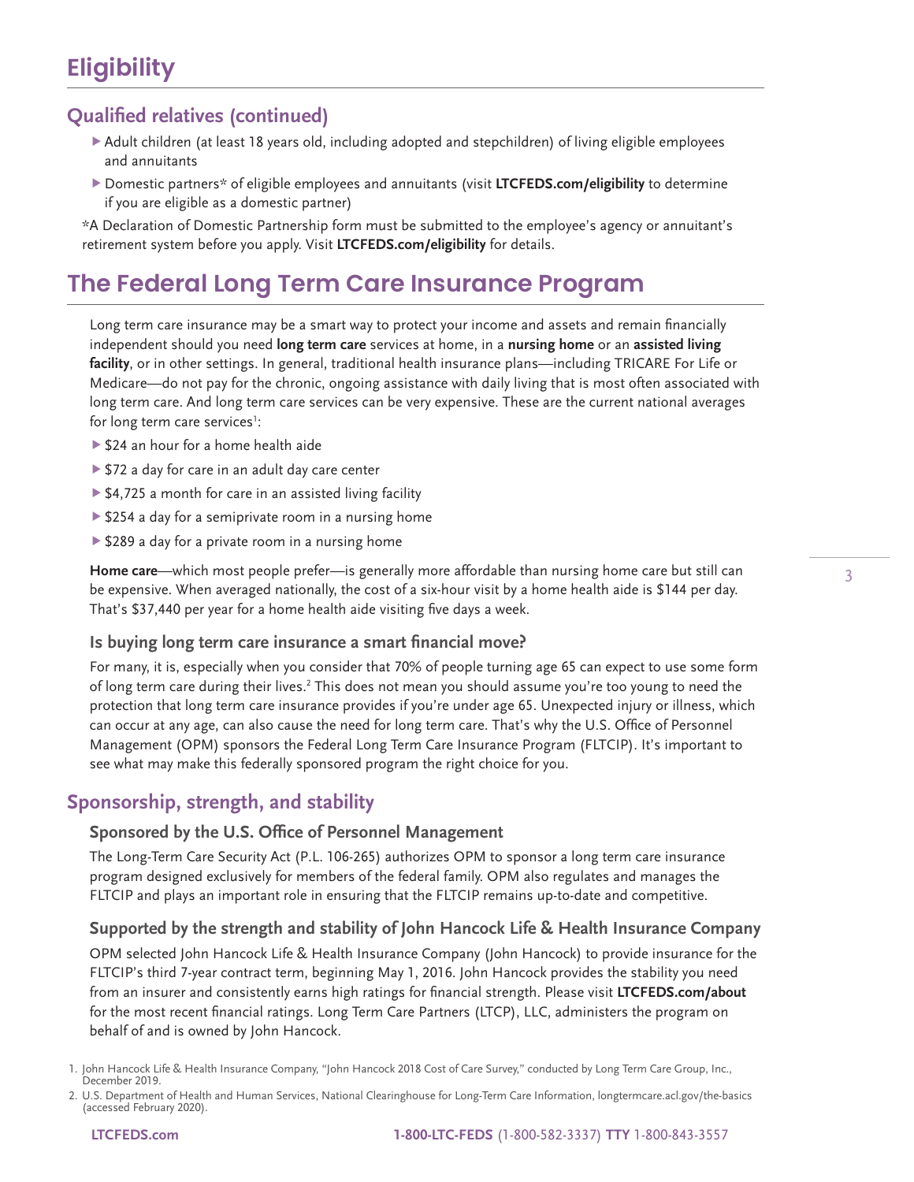# Eligibility

## Qualified relatives (continued)

- Adult children (at least 18 years old, including adopted and stepchildren) of living eligible employees and annuitants
- Domestic partners* of eligible employees and annuitants (visit **LTCFEDS.com/eligibility** to determine if you are eligible as a domestic partner)

*A Declaration of Domestic Partnership form must be submitted to the employee's agency or annuitant's retirement system before you apply. Visit **LTCFEDS.com/eligibility** for details.

# The Federal Long Term Care Insurance Program

Long term care insurance may be a smart way to protect your income and assets and remain financially independent should you need **long term care** services at home, in a **nursing home** or an **assisted living facility**, or in other settings. In general, traditional health insurance plans—including TRICARE For Life or Medicare—do not pay for the chronic, ongoing assistance with daily living that is most often associated with long term care. And long term care services can be very expensive. These are the current national averages for long term care services[1]:

- $24 an hour for a home health aide
- $72 a day for care in an adult day care center
- $4,725 a month for care in an assisted living facility
- $254 a day for a semiprivate room in a nursing home
- $289 a day for a private room in a nursing home

**Home care**—which most people prefer—is generally more affordable than nursing home care but still can be expensive. When averaged nationally, the cost of a six-hour visit by a home health aide is $144 per day. That's $37,440 per year for a home health aide visiting five days a week.

### Is buying long term care insurance a smart financial move?

For many, it is, especially when you consider that 70% of people turning age 65 can expect to use some form of long term care during their lives.[2] This does not mean you should assume you're too young to need the protection that long term care insurance provides if you're under age 65. Unexpected injury or illness, which can occur at any age, can also cause the need for long term care. That's why the U.S. Office of Personnel Management (OPM) sponsors the Federal Long Term Care Insurance Program (FLTCIP). It's important to see what may make this federally sponsored program the right choice for you.

## Sponsorship, strength, and stability

### Sponsored by the U.S. Office of Personnel Management

The Long-Term Care Security Act (P.L. 106-265) authorizes OPM to sponsor a long term care insurance program designed exclusively for members of the federal family. OPM also regulates and manages the FLTCIP and plays an important role in ensuring that the FLTCIP remains up-to-date and competitive.

### Supported by the strength and stability of John Hancock Life & Health Insurance Company

OPM selected John Hancock Life & Health Insurance Company (John Hancock) to provide insurance for the FLTCIP's third 7-year contract term, beginning May 1, 2016. John Hancock provides the stability you need from an insurer and consistently earns high ratings for financial strength. Please visit **LTCFEDS.com/about** for the most recent financial ratings. Long Term Care Partners (LTCP), LLC, administers the program on behalf of and is owned by John Hancock.

1. John Hancock Life & Health Insurance Company, "John Hancock 2018 Cost of Care Survey," conducted by Long Term Care Group, Inc., December 2019.
2. U.S. Department of Health and Human Services, National Clearinghouse for Long-Term Care Information, longtermcare.acl.gov/the-basics (accessed February 2020).

**LTCFEDS.com** **1-800-LTC-FEDS** (1-800-582-3337) **TTY** 1-800-843-3557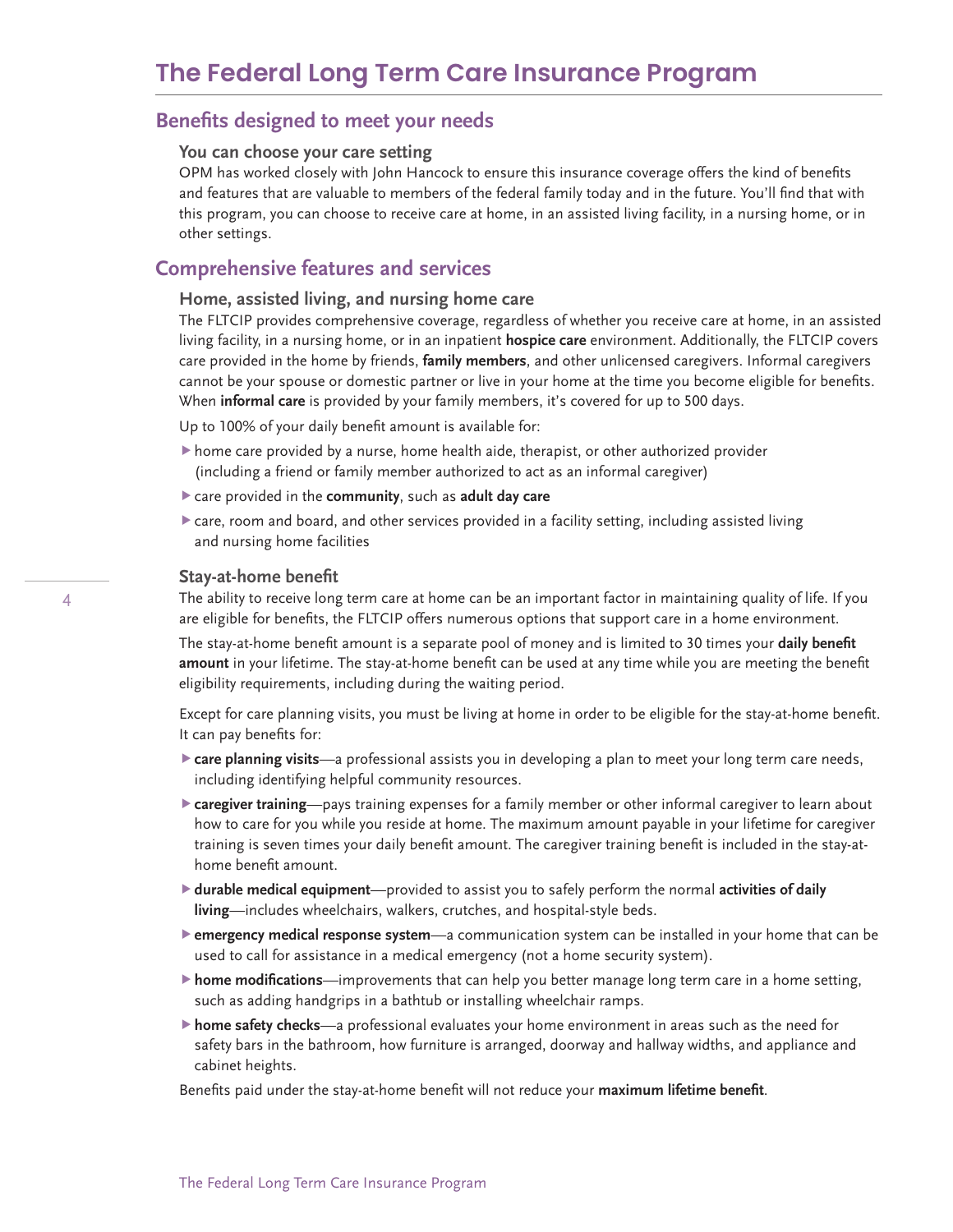# The Federal Long Term Care Insurance Program

## Benefits designed to meet your needs

### You can choose your care setting

OPM has worked closely with John Hancock to ensure this insurance coverage offers the kind of benefits and features that are valuable to members of the federal family today and in the future. You'll find that with this program, you can choose to receive care at home, in an assisted living facility, in a nursing home, or in other settings.

## Comprehensive features and services

### Home, assisted living, and nursing home care

The FLTCIP provides comprehensive coverage, regardless of whether you receive care at home, in an assisted living facility, in a nursing home, or in an inpatient **hospice care** environment. Additionally, the FLTCIP covers care provided in the home by friends, **family members**, and other unlicensed caregivers. Informal caregivers cannot be your spouse or domestic partner or live in your home at the time you become eligible for benefits. When **informal care** is provided by your family members, it's covered for up to 500 days.

Up to 100% of your daily benefit amount is available for:

- home care provided by a nurse, home health aide, therapist, or other authorized provider (including a friend or family member authorized to act as an informal caregiver)
- care provided in the **community**, such as **adult day care**
- care, room and board, and other services provided in a facility setting, including assisted living and nursing home facilities

### Stay-at-home benefit

The ability to receive long term care at home can be an important factor in maintaining quality of life. If you are eligible for benefits, the FLTCIP offers numerous options that support care in a home environment.

The stay-at-home benefit amount is a separate pool of money and is limited to 30 times your **daily benefit amount** in your lifetime. The stay-at-home benefit can be used at any time while you are meeting the benefit eligibility requirements, including during the waiting period.

Except for care planning visits, you must be living at home in order to be eligible for the stay-at-home benefit. It can pay benefits for:

- **care planning visits**—a professional assists you in developing a plan to meet your long term care needs, including identifying helpful community resources.
- **caregiver training**—pays training expenses for a family member or other informal caregiver to learn about how to care for you while you reside at home. The maximum amount payable in your lifetime for caregiver training is seven times your daily benefit amount. The caregiver training benefit is included in the stay-at-home benefit amount.
- **durable medical equipment**—provided to assist you to safely perform the normal **activities of daily living**—includes wheelchairs, walkers, crutches, and hospital-style beds.
- **emergency medical response system**—a communication system can be installed in your home that can be used to call for assistance in a medical emergency (not a home security system).
- **home modifications**—improvements that can help you better manage long term care in a home setting, such as adding handgrips in a bathtub or installing wheelchair ramps.
- **home safety checks**—a professional evaluates your home environment in areas such as the need for safety bars in the bathroom, how furniture is arranged, doorway and hallway widths, and appliance and cabinet heights.

Benefits paid under the stay-at-home benefit will not reduce your **maximum lifetime benefit**.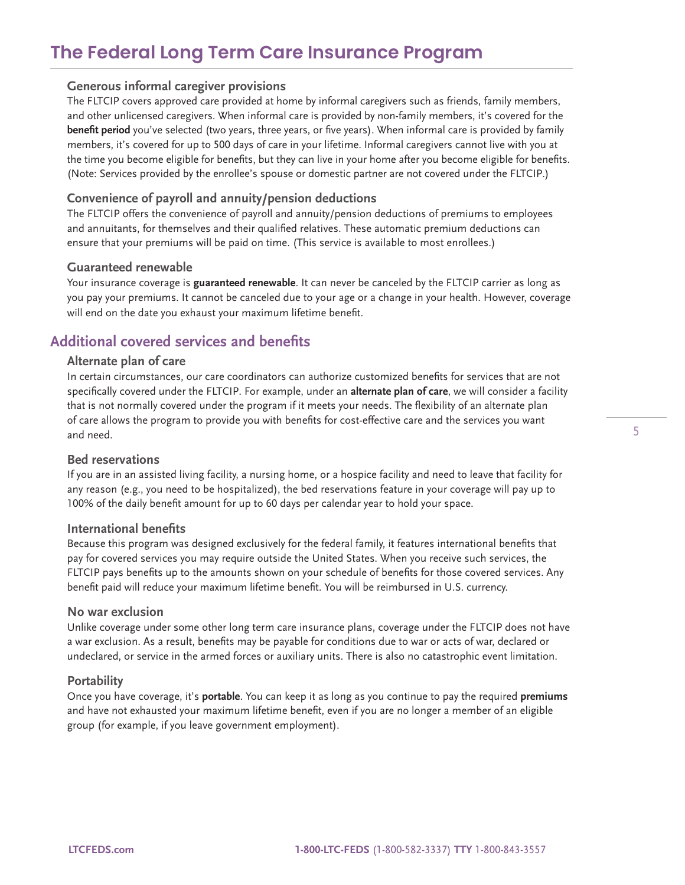# The Federal Long Term Care Insurance Program

### Generous informal caregiver provisions

The FLTCIP covers approved care provided at home by informal caregivers such as friends, family members, and other unlicensed caregivers. When informal care is provided by non-family members, it's covered for the **benefit period** you've selected (two years, three years, or five years). When informal care is provided by family members, it's covered for up to 500 days of care in your lifetime. Informal caregivers cannot live with you at the time you become eligible for benefits, but they can live in your home after you become eligible for benefits. (Note: Services provided by the enrollee's spouse or domestic partner are not covered under the FLTCIP.)

### Convenience of payroll and annuity/pension deductions

The FLTCIP offers the convenience of payroll and annuity/pension deductions of premiums to employees and annuitants, for themselves and their qualified relatives. These automatic premium deductions can ensure that your premiums will be paid on time. (This service is available to most enrollees.)

### Guaranteed renewable

Your insurance coverage is **guaranteed renewable**. It can never be canceled by the FLTCIP carrier as long as you pay your premiums. It cannot be canceled due to your age or a change in your health. However, coverage will end on the date you exhaust your maximum lifetime benefit.

## Additional covered services and benefits

### Alternate plan of care

In certain circumstances, our care coordinators can authorize customized benefits for services that are not specifically covered under the FLTCIP. For example, under an **alternate plan of care**, we will consider a facility that is not normally covered under the program if it meets your needs. The flexibility of an alternate plan of care allows the program to provide you with benefits for cost-effective care and the services you want and need.

### Bed reservations

If you are in an assisted living facility, a nursing home, or a hospice facility and need to leave that facility for any reason (e.g., you need to be hospitalized), the bed reservations feature in your coverage will pay up to 100% of the daily benefit amount for up to 60 days per calendar year to hold your space.

### International benefits

Because this program was designed exclusively for the federal family, it features international benefits that pay for covered services you may require outside the United States. When you receive such services, the FLTCIP pays benefits up to the amounts shown on your schedule of benefits for those covered services. Any benefit paid will reduce your maximum lifetime benefit. You will be reimbursed in U.S. currency.

### No war exclusion

Unlike coverage under some other long term care insurance plans, coverage under the FLTCIP does not have a war exclusion. As a result, benefits may be payable for conditions due to war or acts of war, declared or undeclared, or service in the armed forces or auxiliary units. There is also no catastrophic event limitation.

### Portability

Once you have coverage, it's **portable**. You can keep it as long as you continue to pay the required **premiums** and have not exhausted your maximum lifetime benefit, even if you are no longer a member of an eligible group (for example, if you leave government employment).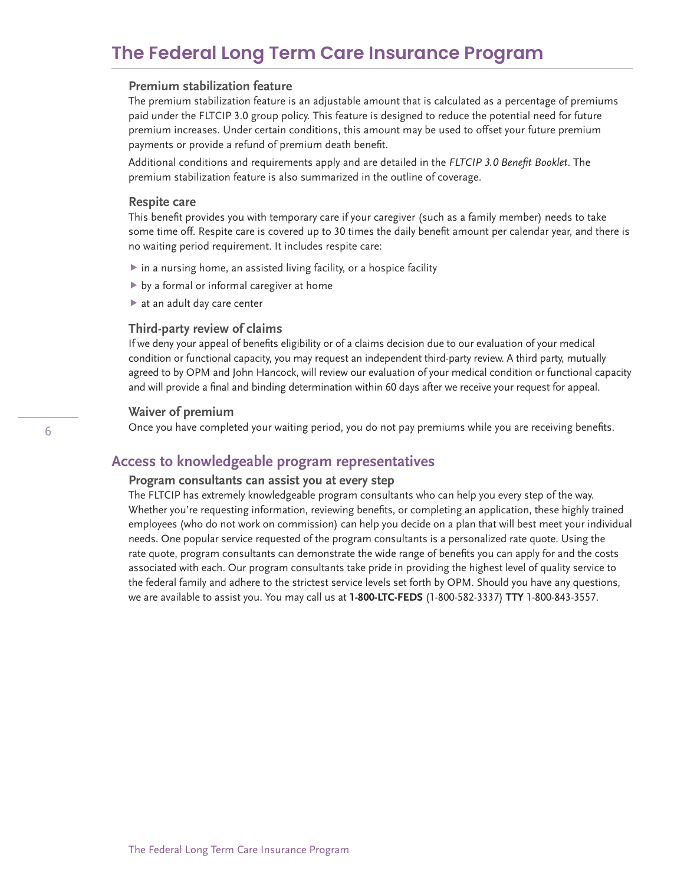### Premium stabilization feature

The premium stabilization feature is an adjustable amount that is calculated as a percentage of premiums paid under the FLTCIP 3.0 group policy. This feature is designed to reduce the potential need for future premium increases. Under certain conditions, this amount may be used to offset your future premium payments or provide a refund of premium death benefit.

Additional conditions and requirements apply and are detailed in the *FLTCIP 3.0 Benefit Booklet*. The premium stabilization feature is also summarized in the outline of coverage.

### Respite care

This benefit provides you with temporary care if your caregiver (such as a family member) needs to take some time off. Respite care is covered up to 30 times the daily benefit amount per calendar year, and there is no waiting period requirement. It includes respite care:

- in a nursing home, an assisted living facility, or a hospice facility
- by a formal or informal caregiver at home
- at an adult day care center

### Third-party review of claims

If we deny your appeal of benefits eligibility or of a claims decision due to our evaluation of your medical condition or functional capacity, you may request an independent third-party review. A third party, mutually agreed to by OPM and John Hancock, will review our evaluation of your medical condition or functional capacity and will provide a final and binding determination within 60 days after we receive your request for appeal.

### Waiver of premium

Once you have completed your waiting period, you do not pay premiums while you are receiving benefits.

## Access to knowledgeable program representatives

### Program consultants can assist you at every step

The FLTCIP has extremely knowledgeable program consultants who can help you every step of the way. Whether you're requesting information, reviewing benefits, or completing an application, these highly trained employees (who do not work on commission) can help you decide on a plan that will best meet your individual needs. One popular service requested of the program consultants is a personalized rate quote. Using the rate quote, program consultants can demonstrate the wide range of benefits you can apply for and the costs associated with each. Our program consultants take pride in providing the highest level of quality service to the federal family and adhere to the strictest service levels set forth by OPM. Should you have any questions, we are available to assist you. You may call us at **1-800-LTC-FEDS** (1-800-582-3337) **TTY** 1-800-843-3557.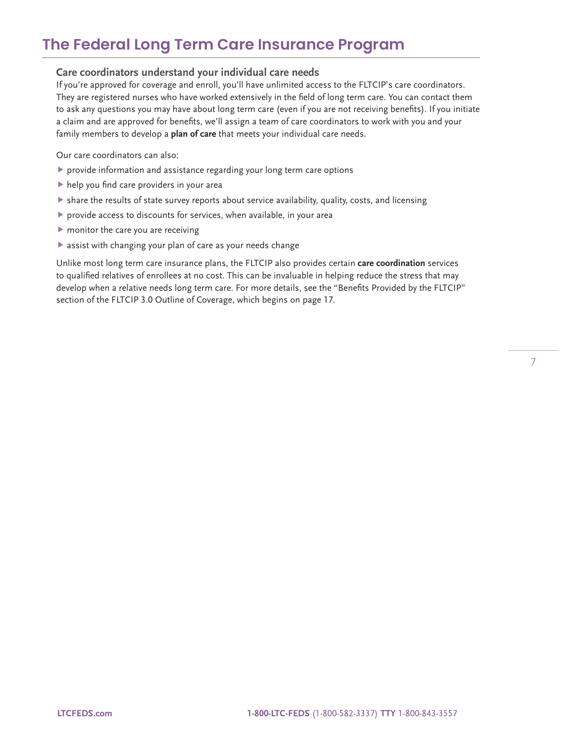## Care coordinators understand your individual care needs

If you're approved for coverage and enroll, you'll have unlimited access to the FLTCIP's care coordinators. They are registered nurses who have worked extensively in the field of long term care. You can contact them to ask any questions you may have about long term care (even if you are not receiving benefits). If you initiate a claim and are approved for benefits, we'll assign a team of care coordinators to work with you and your family members to develop a **plan of care** that meets your individual care needs.

Our care coordinators can also:

- provide information and assistance regarding your long term care options
- help you find care providers in your area
- share the results of state survey reports about service availability, quality, costs, and licensing
- provide access to discounts for services, when available, in your area
- monitor the care you are receiving
- assist with changing your plan of care as your needs change

Unlike most long term care insurance plans, the FLTCIP also provides certain **care coordination** services to qualified relatives of enrollees at no cost. This can be invaluable in helping reduce the stress that may develop when a relative needs long term care. For more details, see the "Benefits Provided by the FLTCIP" section of the FLTCIP 3.0 Outline of Coverage, which begins on page 17.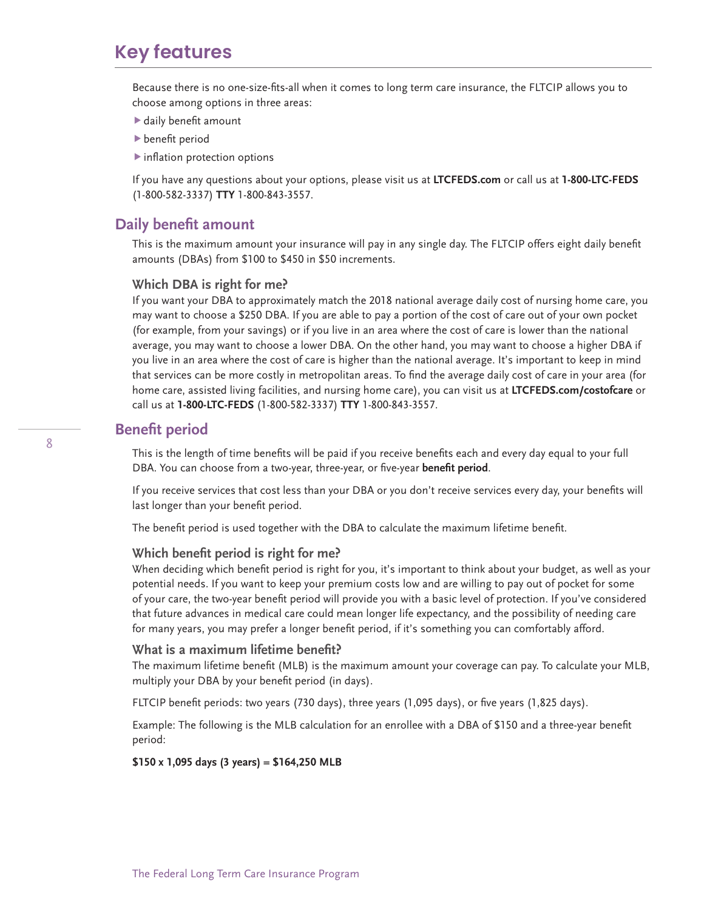# Key features

Because there is no one-size-fits-all when it comes to long term care insurance, the FLTCIP allows you to choose among options in three areas:

- daily benefit amount
- benefit period
- inflation protection options

If you have any questions about your options, please visit us at **LTCFEDS.com** or call us at **1-800-LTC-FEDS** (1-800-582-3337) **TTY** 1-800-843-3557.

## Daily benefit amount

This is the maximum amount your insurance will pay in any single day. The FLTCIP offers eight daily benefit amounts (DBAs) from $100 to $450 in $50 increments.

### Which DBA is right for me?

If you want your DBA to approximately match the 2018 national average daily cost of nursing home care, you may want to choose a $250 DBA. If you are able to pay a portion of the cost of care out of your own pocket (for example, from your savings) or if you live in an area where the cost of care is lower than the national average, you may want to choose a lower DBA. On the other hand, you may want to choose a higher DBA if you live in an area where the cost of care is higher than the national average. It's important to keep in mind that services can be more costly in metropolitan areas. To find the average daily cost of care in your area (for home care, assisted living facilities, and nursing home care), you can visit us at **LTCFEDS.com/costofcare** or call us at **1-800-LTC-FEDS** (1-800-582-3337) **TTY** 1-800-843-3557.

## Benefit period

This is the length of time benefits will be paid if you receive benefits each and every day equal to your full DBA. You can choose from a two-year, three-year, or five-year **benefit period**.

If you receive services that cost less than your DBA or you don't receive services every day, your benefits will last longer than your benefit period.

The benefit period is used together with the DBA to calculate the maximum lifetime benefit.

### Which benefit period is right for me?

When deciding which benefit period is right for you, it's important to think about your budget, as well as your potential needs. If you want to keep your premium costs low and are willing to pay out of pocket for some of your care, the two-year benefit period will provide you with a basic level of protection. If you've considered that future advances in medical care could mean longer life expectancy, and the possibility of needing care for many years, you may prefer a longer benefit period, if it's something you can comfortably afford.

### What is a maximum lifetime benefit?

The maximum lifetime benefit (MLB) is the maximum amount your coverage can pay. To calculate your MLB, multiply your DBA by your benefit period (in days).

FLTCIP benefit periods: two years (730 days), three years (1,095 days), or five years (1,825 days).

Example: The following is the MLB calculation for an enrollee with a DBA of $150 and a three-year benefit period:

**$150 x 1,095 days (3 years) = $164,250 MLB**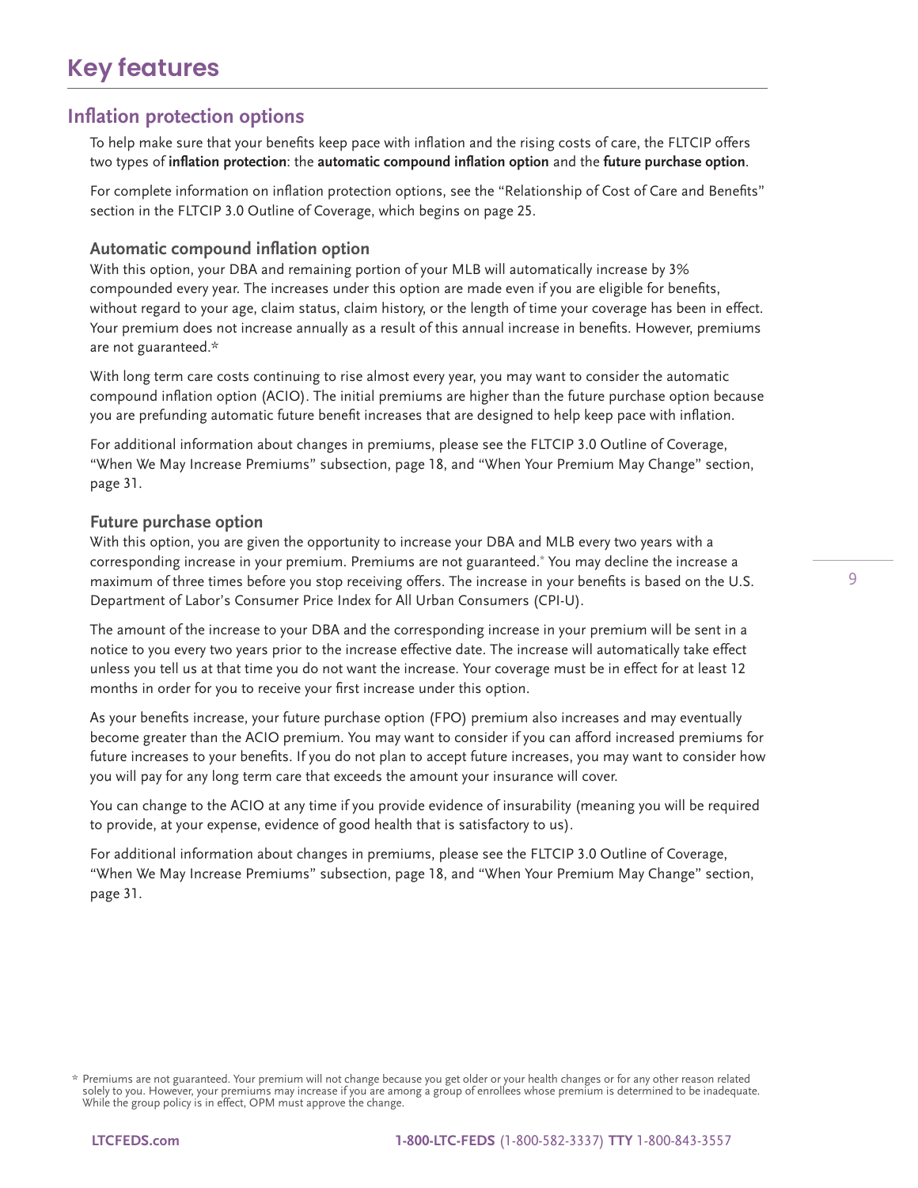# Key features

## Inflation protection options

To help make sure that your benefits keep pace with inflation and the rising costs of care, the FLTCIP offers two types of **inflation protection**: the **automatic compound inflation option** and the **future purchase option**.

For complete information on inflation protection options, see the "Relationship of Cost of Care and Benefits" section in the FLTCIP 3.0 Outline of Coverage, which begins on page 25.

### Automatic compound inflation option

With this option, your DBA and remaining portion of your MLB will automatically increase by 3% compounded every year. The increases under this option are made even if you are eligible for benefits, without regard to your age, claim status, claim history, or the length of time your coverage has been in effect. Your premium does not increase annually as a result of this annual increase in benefits. However, premiums are not guaranteed.*

With long term care costs continuing to rise almost every year, you may want to consider the automatic compound inflation option (ACIO). The initial premiums are higher than the future purchase option because you are prefunding automatic future benefit increases that are designed to help keep pace with inflation.

For additional information about changes in premiums, please see the FLTCIP 3.0 Outline of Coverage, "When We May Increase Premiums" subsection, page 18, and "When Your Premium May Change" section, page 31.

### Future purchase option

With this option, you are given the opportunity to increase your DBA and MLB every two years with a corresponding increase in your premium. Premiums are not guaranteed.* You may decline the increase a maximum of three times before you stop receiving offers. The increase in your benefits is based on the U.S. Department of Labor's Consumer Price Index for All Urban Consumers (CPI-U).

The amount of the increase to your DBA and the corresponding increase in your premium will be sent in a notice to you every two years prior to the increase effective date. The increase will automatically take effect unless you tell us at that time you do not want the increase. Your coverage must be in effect for at least 12 months in order for you to receive your first increase under this option.

As your benefits increase, your future purchase option (FPO) premium also increases and may eventually become greater than the ACIO premium. You may want to consider if you can afford increased premiums for future increases to your benefits. If you do not plan to accept future increases, you may want to consider how you will pay for any long term care that exceeds the amount your insurance will cover.

You can change to the ACIO at any time if you provide evidence of insurability (meaning you will be required to provide, at your expense, evidence of good health that is satisfactory to us).

For additional information about changes in premiums, please see the FLTCIP 3.0 Outline of Coverage, "When We May Increase Premiums" subsection, page 18, and "When Your Premium May Change" section, page 31.

\* Premiums are not guaranteed. Your premium will not change because you get older or your health changes or for any other reason related solely to you. However, your premiums may increase if you are among a group of enrollees whose premium is determined to be inadequate. While the group policy is in effect, OPM must approve the change.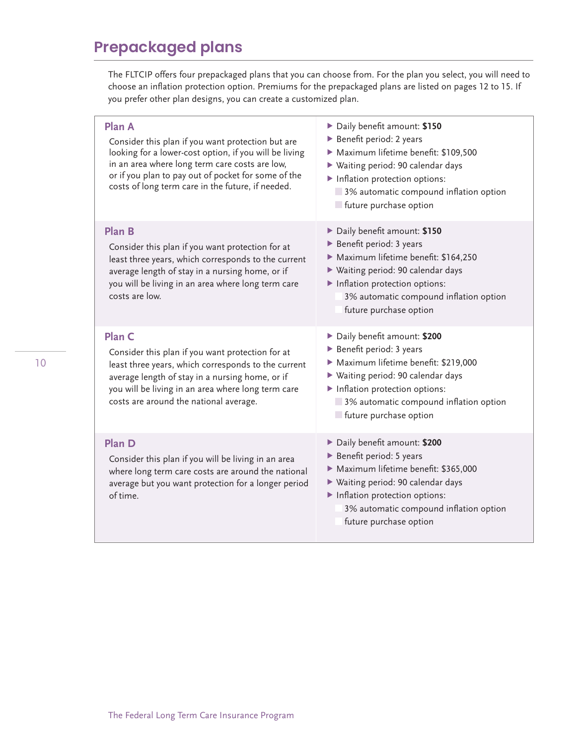# Prepackaged plans

The FLTCIP offers four prepackaged plans that you can choose from. For the plan you select, you will need to choose an inflation protection option. Premiums for the prepackaged plans are listed on pages 12 to 15. If you prefer other plan designs, you can create a customized plan.

| | |
|---|---|
| **Plan A**<br>Consider this plan if you want protection but are looking for a lower-cost option, if you will be living in an area where long term care costs are low, or if you plan to pay out of pocket for some of the costs of long term care in the future, if needed. | ▶ Daily benefit amount: **$150**<br>▶ Benefit period: 2 years<br>▶ Maximum lifetime benefit: $109,500<br>▶ Waiting period: 90 calendar days<br>▶ Inflation protection options:<br>☐ 3% automatic compound inflation option<br>☐ future purchase option |
| **Plan B**<br>Consider this plan if you want protection for at least three years, which corresponds to the current average length of stay in a nursing home, or if you will be living in an area where long term care costs are low. | ▶ Daily benefit amount: **$150**<br>▶ Benefit period: 3 years<br>▶ Maximum lifetime benefit: $164,250<br>▶ Waiting period: 90 calendar days<br>▶ Inflation protection options:<br>☐ 3% automatic compound inflation option<br>☐ future purchase option |
| **Plan C**<br>Consider this plan if you want protection for at least three years, which corresponds to the current average length of stay in a nursing home, or if you will be living in an area where long term care costs are around the national average. | ▶ Daily benefit amount: **$200**<br>▶ Benefit period: 3 years<br>▶ Maximum lifetime benefit: $219,000<br>▶ Waiting period: 90 calendar days<br>▶ Inflation protection options:<br>☐ 3% automatic compound inflation option<br>☐ future purchase option |
| **Plan D**<br>Consider this plan if you will be living in an area where long term care costs are around the national average but you want protection for a longer period of time. | ▶ Daily benefit amount: **$200**<br>▶ Benefit period: 5 years<br>▶ Maximum lifetime benefit: $365,000<br>▶ Waiting period: 90 calendar days<br>▶ Inflation protection options:<br>☐ 3% automatic compound inflation option<br>☐ future purchase option |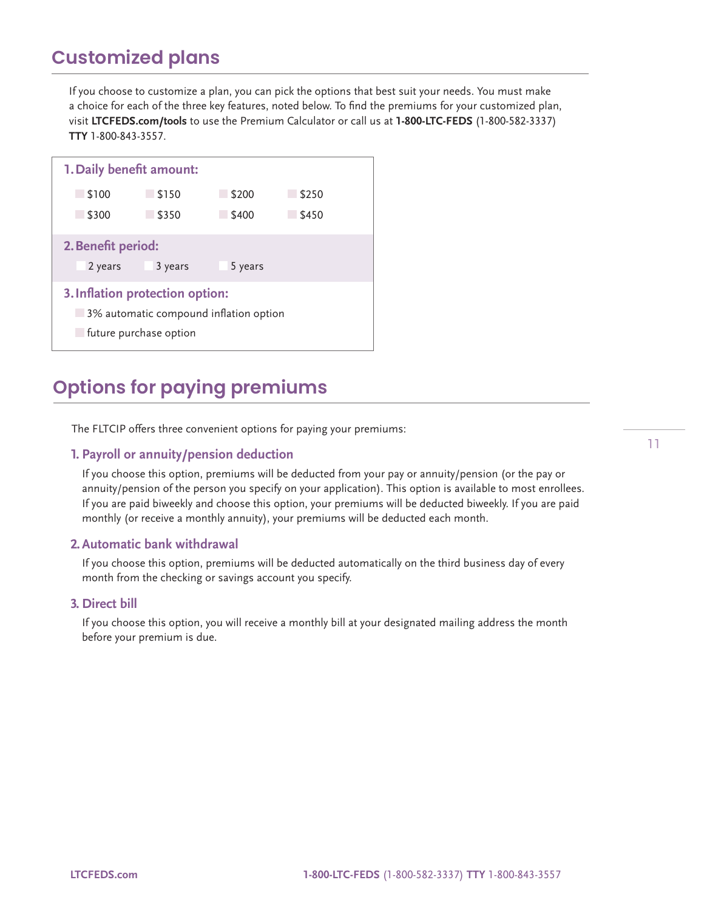## Customized plans

If you choose to customize a plan, you can pick the options that best suit your needs. You must make a choice for each of the three key features, noted below. To find the premiums for your customized plan, visit **LTCFEDS.com/tools** to use the Premium Calculator or call us at **1-800-LTC-FEDS** (1-800-582-3337) **TTY** 1-800-843-3557.

**1. Daily benefit amount:**

- ☐ $100
- ☐ $150
- ☐ $200
- ☐ $250
- ☐ $300
- ☐ $350
- ☐ $400
- ☐ $450

**2. Benefit period:**

- ☐ 2 years
- ☐ 3 years
- ☐ 5 years

**3. Inflation protection option:**

- ☐ 3% automatic compound inflation option
- ☐ future purchase option

## Options for paying premiums

The FLTCIP offers three convenient options for paying your premiums:

### 1. Payroll or annuity/pension deduction

If you choose this option, premiums will be deducted from your pay or annuity/pension (or the pay or annuity/pension of the person you specify on your application). This option is available to most enrollees. If you are paid biweekly and choose this option, your premiums will be deducted biweekly. If you are paid monthly (or receive a monthly annuity), your premiums will be deducted each month.

### 2. Automatic bank withdrawal

If you choose this option, premiums will be deducted automatically on the third business day of every month from the checking or savings account you specify.

### 3. Direct bill

If you choose this option, you will receive a monthly bill at your designated mailing address the month before your premium is due.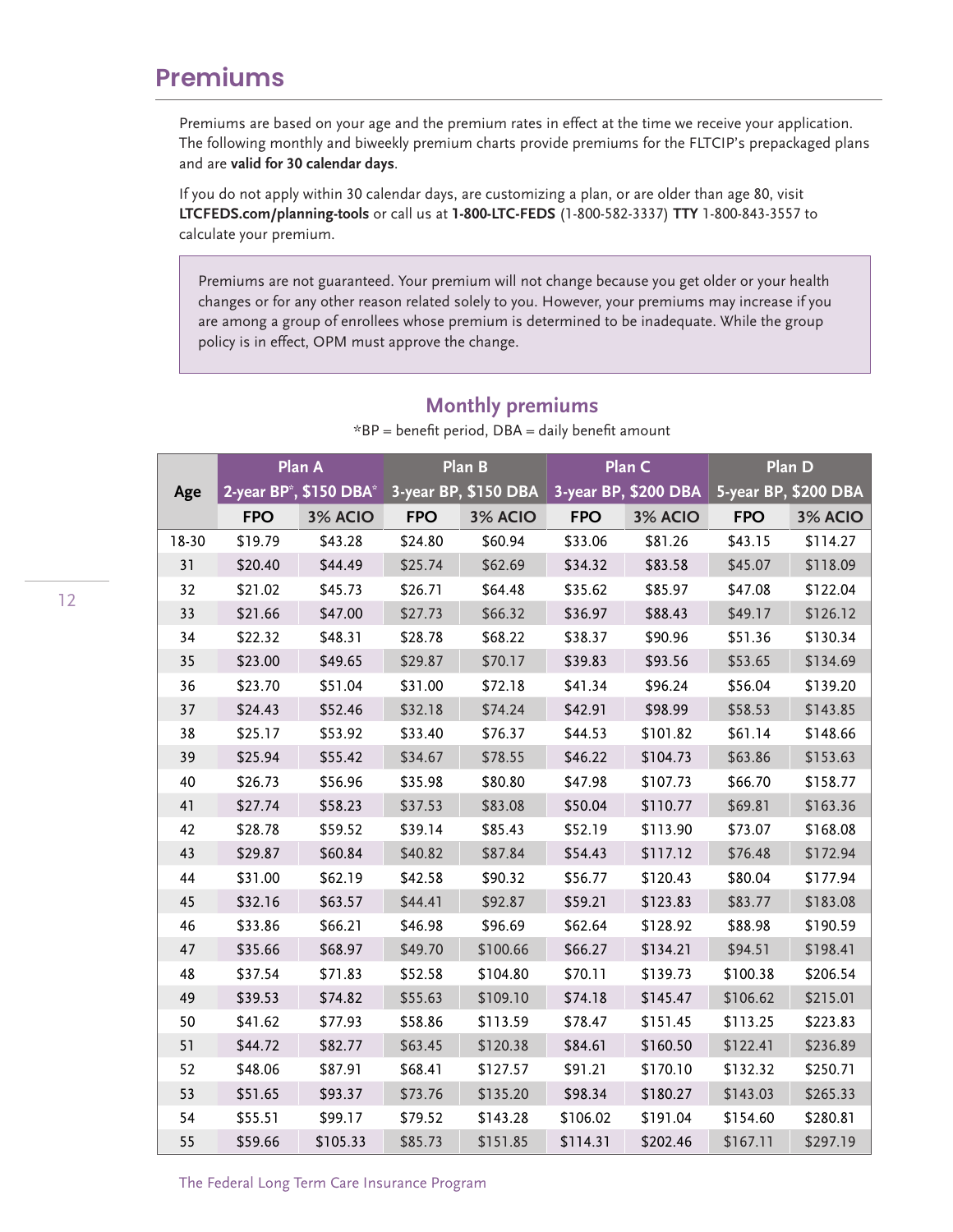# Premiums

Premiums are based on your age and the premium rates in effect at the time we receive your application. The following monthly and biweekly premium charts provide premiums for the FLTCIP's prepackaged plans and are **valid for 30 calendar days**.

If you do not apply within 30 calendar days, are customizing a plan, or are older than age 80, visit **LTCFEDS.com/planning-tools** or call us at **1-800-LTC-FEDS** (1-800-582-3337) **TTY** 1-800-843-3557 to calculate your premium.

> Premiums are not guaranteed. Your premium will not change because you get older or your health changes or for any other reason related solely to you. However, your premiums may increase if you are among a group of enrollees whose premium is determined to be inadequate. While the group policy is in effect, OPM must approve the change.

## Monthly premiums

*BP = benefit period, DBA = daily benefit amount

| Age | Plan A 2-year BP*, $150 DBA* | | Plan B 3-year BP, $150 DBA | | Plan C 3-year BP, $200 DBA | | Plan D 5-year BP, $200 DBA | |
|---|---|---|---|---|---|---|---|---|
| | FPO | 3% ACIO | FPO | 3% ACIO | FPO | 3% ACIO | FPO | 3% ACIO |
| 18-30 | $19.79 | $43.28 | $24.80 | $60.94 | $33.06 | $81.26 | $43.15 | $114.27 |
| 31 | $20.40 | $44.49 | $25.74 | $62.69 | $34.32 | $83.58 | $45.07 | $118.09 |
| 32 | $21.02 | $45.73 | $26.71 | $64.48 | $35.62 | $85.97 | $47.08 | $122.04 |
| 33 | $21.66 | $47.00 | $27.73 | $66.32 | $36.97 | $88.43 | $49.17 | $126.12 |
| 34 | $22.32 | $48.31 | $28.78 | $68.22 | $38.37 | $90.96 | $51.36 | $130.34 |
| 35 | $23.00 | $49.65 | $29.87 | $70.17 | $39.83 | $93.56 | $53.65 | $134.69 |
| 36 | $23.70 | $51.04 | $31.00 | $72.18 | $41.34 | $96.24 | $56.04 | $139.20 |
| 37 | $24.43 | $52.46 | $32.18 | $74.24 | $42.91 | $98.99 | $58.53 | $143.85 |
| 38 | $25.17 | $53.92 | $33.40 | $76.37 | $44.53 | $101.82 | $61.14 | $148.66 |
| 39 | $25.94 | $55.42 | $34.67 | $78.55 | $46.22 | $104.73 | $63.86 | $153.63 |
| 40 | $26.73 | $56.96 | $35.98 | $80.80 | $47.98 | $107.73 | $66.70 | $158.77 |
| 41 | $27.74 | $58.23 | $37.53 | $83.08 | $50.04 | $110.77 | $69.81 | $163.36 |
| 42 | $28.78 | $59.52 | $39.14 | $85.43 | $52.19 | $113.90 | $73.07 | $168.08 |
| 43 | $29.87 | $60.84 | $40.82 | $87.84 | $54.43 | $117.12 | $76.48 | $172.94 |
| 44 | $31.00 | $62.19 | $42.58 | $90.32 | $56.77 | $120.43 | $80.04 | $177.94 |
| 45 | $32.16 | $63.57 | $44.41 | $92.87 | $59.21 | $123.83 | $83.77 | $183.08 |
| 46 | $33.86 | $66.21 | $46.98 | $96.69 | $62.64 | $128.92 | $88.98 | $190.59 |
| 47 | $35.66 | $68.97 | $49.70 | $100.66 | $66.27 | $134.21 | $94.51 | $198.41 |
| 48 | $37.54 | $71.83 | $52.58 | $104.80 | $70.11 | $139.73 | $100.38 | $206.54 |
| 49 | $39.53 | $74.82 | $55.63 | $109.10 | $74.18 | $145.47 | $106.62 | $215.01 |
| 50 | $41.62 | $77.93 | $58.86 | $113.59 | $78.47 | $151.45 | $113.25 | $223.83 |
| 51 | $44.72 | $82.77 | $63.45 | $120.38 | $84.61 | $160.50 | $122.41 | $236.89 |
| 52 | $48.06 | $87.91 | $68.41 | $127.57 | $91.21 | $170.10 | $132.32 | $250.71 |
| 53 | $51.65 | $93.37 | $73.76 | $135.20 | $98.34 | $180.27 | $143.03 | $265.33 |
| 54 | $55.51 | $99.17 | $79.52 | $143.28 | $106.02 | $191.04 | $154.60 | $280.81 |
| 55 | $59.66 | $105.33 | $85.73 | $151.85 | $114.31 | $202.46 | $167.11 | $297.19 |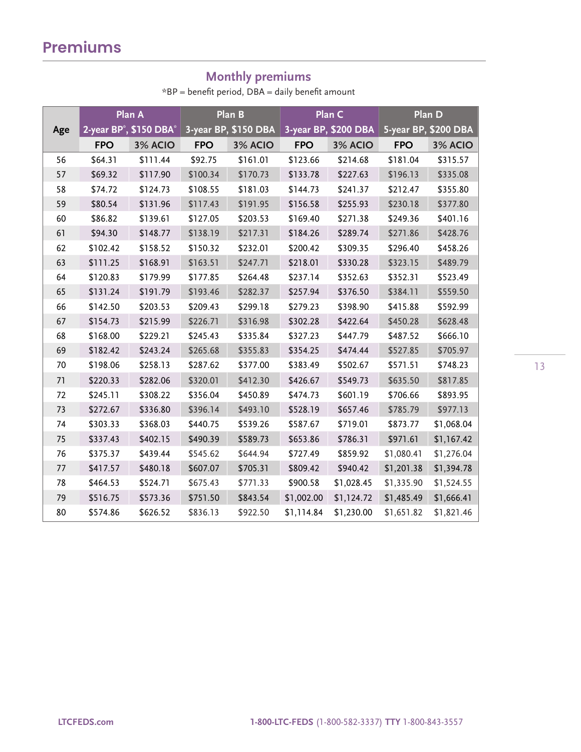# Premiums

## Monthly premiums

*BP = benefit period, DBA = daily benefit amount

| Age | Plan A 2-year BP*, $150 DBA* | | Plan B 3-year BP, $150 DBA | | Plan C 3-year BP, $200 DBA | | Plan D 5-year BP, $200 DBA | |
|---|---|---|---|---|---|---|---|---|
| | FPO | 3% ACIO | FPO | 3% ACIO | FPO | 3% ACIO | FPO | 3% ACIO |
| 56 | $64.31 | $111.44 | $92.75 | $161.01 | $123.66 | $214.68 | $181.04 | $315.57 |
| 57 | $69.32 | $117.90 | $100.34 | $170.73 | $133.78 | $227.63 | $196.13 | $335.08 |
| 58 | $74.72 | $124.73 | $108.55 | $181.03 | $144.73 | $241.37 | $212.47 | $355.80 |
| 59 | $80.54 | $131.96 | $117.43 | $191.95 | $156.58 | $255.93 | $230.18 | $377.80 |
| 60 | $86.82 | $139.61 | $127.05 | $203.53 | $169.40 | $271.38 | $249.36 | $401.16 |
| 61 | $94.30 | $148.77 | $138.19 | $217.31 | $184.26 | $289.74 | $271.86 | $428.76 |
| 62 | $102.42 | $158.52 | $150.32 | $232.01 | $200.42 | $309.35 | $296.40 | $458.26 |
| 63 | $111.25 | $168.91 | $163.51 | $247.71 | $218.01 | $330.28 | $323.15 | $489.79 |
| 64 | $120.83 | $179.99 | $177.85 | $264.48 | $237.14 | $352.63 | $352.31 | $523.49 |
| 65 | $131.24 | $191.79 | $193.46 | $282.37 | $257.94 | $376.50 | $384.11 | $559.50 |
| 66 | $142.50 | $203.53 | $209.43 | $299.18 | $279.23 | $398.90 | $415.88 | $592.99 |
| 67 | $154.73 | $215.99 | $226.71 | $316.98 | $302.28 | $422.64 | $450.28 | $628.48 |
| 68 | $168.00 | $229.21 | $245.43 | $335.84 | $327.23 | $447.79 | $487.52 | $666.10 |
| 69 | $182.42 | $243.24 | $265.68 | $355.83 | $354.25 | $474.44 | $527.85 | $705.97 |
| 70 | $198.06 | $258.13 | $287.62 | $377.00 | $383.49 | $502.67 | $571.51 | $748.23 |
| 71 | $220.33 | $282.06 | $320.01 | $412.30 | $426.67 | $549.73 | $635.50 | $817.85 |
| 72 | $245.11 | $308.22 | $356.04 | $450.89 | $474.73 | $601.19 | $706.66 | $893.95 |
| 73 | $272.67 | $336.80 | $396.14 | $493.10 | $528.19 | $657.46 | $785.79 | $977.13 |
| 74 | $303.33 | $368.03 | $440.75 | $539.26 | $587.67 | $719.01 | $873.77 | $1,068.04 |
| 75 | $337.43 | $402.15 | $490.39 | $589.73 | $653.86 | $786.31 | $971.61 | $1,167.42 |
| 76 | $375.37 | $439.44 | $545.62 | $644.94 | $727.49 | $859.92 | $1,080.41 | $1,276.04 |
| 77 | $417.57 | $480.18 | $607.07 | $705.31 | $809.42 | $940.42 | $1,201.38 | $1,394.78 |
| 78 | $464.53 | $524.71 | $675.43 | $771.33 | $900.58 | $1,028.45 | $1,335.90 | $1,524.55 |
| 79 | $516.75 | $573.36 | $751.50 | $843.54 | $1,002.00 | $1,124.72 | $1,485.49 | $1,666.41 |
| 80 | $574.86 | $626.52 | $836.13 | $922.50 | $1,114.84 | $1,230.00 | $1,651.82 | $1,821.46 |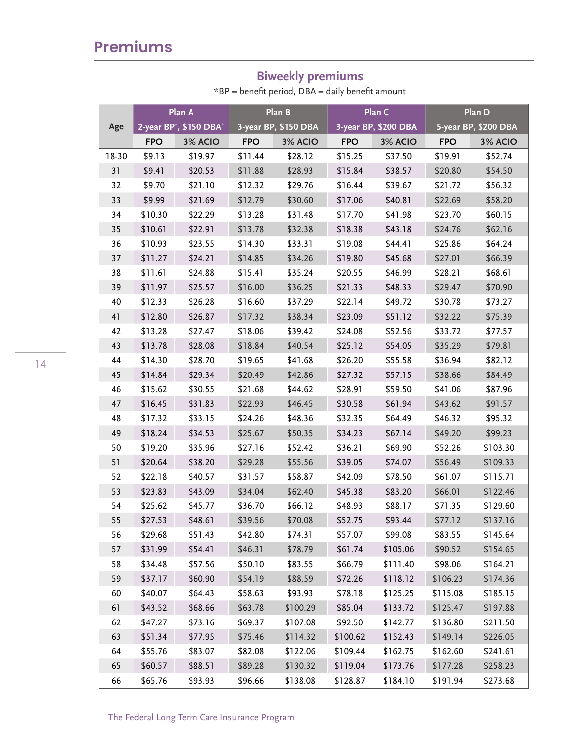## Premiums

### Biweekly premiums

*BP = benefit period, DBA = daily benefit amount

| Age | Plan A | | Plan B | | Plan C | | Plan D | |
|---|---|---|---|---|---|---|---|---|
| | 2-year BP*, $150 DBA* | | 3-year BP, $150 DBA | | 3-year BP, $200 DBA | | 5-year BP, $200 DBA | |
| | FPO | 3% ACIO | FPO | 3% ACIO | FPO | 3% ACIO | FPO | 3% ACIO |
| 18-30 | $9.13 | $19.97 | $11.44 | $28.12 | $15.25 | $37.50 | $19.91 | $52.74 |
| 31 | $9.41 | $20.53 | $11.88 | $28.93 | $15.84 | $38.57 | $20.80 | $54.50 |
| 32 | $9.70 | $21.10 | $12.32 | $29.76 | $16.44 | $39.67 | $21.72 | $56.32 |
| 33 | $9.99 | $21.69 | $12.79 | $30.60 | $17.06 | $40.81 | $22.69 | $58.20 |
| 34 | $10.30 | $22.29 | $13.28 | $31.48 | $17.70 | $41.98 | $23.70 | $60.15 |
| 35 | $10.61 | $22.91 | $13.78 | $32.38 | $18.38 | $43.18 | $24.76 | $62.16 |
| 36 | $10.93 | $23.55 | $14.30 | $33.31 | $19.08 | $44.41 | $25.86 | $64.24 |
| 37 | $11.27 | $24.21 | $14.85 | $34.26 | $19.80 | $45.68 | $27.01 | $66.39 |
| 38 | $11.61 | $24.88 | $15.41 | $35.24 | $20.55 | $46.99 | $28.21 | $68.61 |
| 39 | $11.97 | $25.57 | $16.00 | $36.25 | $21.33 | $48.33 | $29.47 | $70.90 |
| 40 | $12.33 | $26.28 | $16.60 | $37.29 | $22.14 | $49.72 | $30.78 | $73.27 |
| 41 | $12.80 | $26.87 | $17.32 | $38.34 | $23.09 | $51.12 | $32.22 | $75.39 |
| 42 | $13.28 | $27.47 | $18.06 | $39.42 | $24.08 | $52.56 | $33.72 | $77.57 |
| 43 | $13.78 | $28.08 | $18.84 | $40.54 | $25.12 | $54.05 | $35.29 | $79.81 |
| 44 | $14.30 | $28.70 | $19.65 | $41.68 | $26.20 | $55.58 | $36.94 | $82.12 |
| 45 | $14.84 | $29.34 | $20.49 | $42.86 | $27.32 | $57.15 | $38.66 | $84.49 |
| 46 | $15.62 | $30.55 | $21.68 | $44.62 | $28.91 | $59.50 | $41.06 | $87.96 |
| 47 | $16.45 | $31.83 | $22.93 | $46.45 | $30.58 | $61.94 | $43.62 | $91.57 |
| 48 | $17.32 | $33.15 | $24.26 | $48.36 | $32.35 | $64.49 | $46.32 | $95.32 |
| 49 | $18.24 | $34.53 | $25.67 | $50.35 | $34.23 | $67.14 | $49.20 | $99.23 |
| 50 | $19.20 | $35.96 | $27.16 | $52.42 | $36.21 | $69.90 | $52.26 | $103.30 |
| 51 | $20.64 | $38.20 | $29.28 | $55.56 | $39.05 | $74.07 | $56.49 | $109.33 |
| 52 | $22.18 | $40.57 | $31.57 | $58.87 | $42.09 | $78.50 | $61.07 | $115.71 |
| 53 | $23.83 | $43.09 | $34.04 | $62.40 | $45.38 | $83.20 | $66.01 | $122.46 |
| 54 | $25.62 | $45.77 | $36.70 | $66.12 | $48.93 | $88.17 | $71.35 | $129.60 |
| 55 | $27.53 | $48.61 | $39.56 | $70.08 | $52.75 | $93.44 | $77.12 | $137.16 |
| 56 | $29.68 | $51.43 | $42.80 | $74.31 | $57.07 | $99.08 | $83.55 | $145.64 |
| 57 | $31.99 | $54.41 | $46.31 | $78.79 | $61.74 | $105.06 | $90.52 | $154.65 |
| 58 | $34.48 | $57.56 | $50.10 | $83.55 | $66.79 | $111.40 | $98.06 | $164.21 |
| 59 | $37.17 | $60.90 | $54.19 | $88.59 | $72.26 | $118.12 | $106.23 | $174.36 |
| 60 | $40.07 | $64.43 | $58.63 | $93.93 | $78.18 | $125.25 | $115.08 | $185.15 |
| 61 | $43.52 | $68.66 | $63.78 | $100.29 | $85.04 | $133.72 | $125.47 | $197.88 |
| 62 | $47.27 | $73.16 | $69.37 | $107.08 | $92.50 | $142.77 | $136.80 | $211.50 |
| 63 | $51.34 | $77.95 | $75.46 | $114.32 | $100.62 | $152.43 | $149.14 | $226.05 |
| 64 | $55.76 | $83.07 | $82.08 | $122.06 | $109.44 | $162.75 | $162.60 | $241.61 |
| 65 | $60.57 | $88.51 | $89.28 | $130.32 | $119.04 | $173.76 | $177.28 | $258.23 |
| 66 | $65.76 | $93.93 | $96.66 | $138.08 | $128.87 | $184.10 | $191.94 | $273.68 |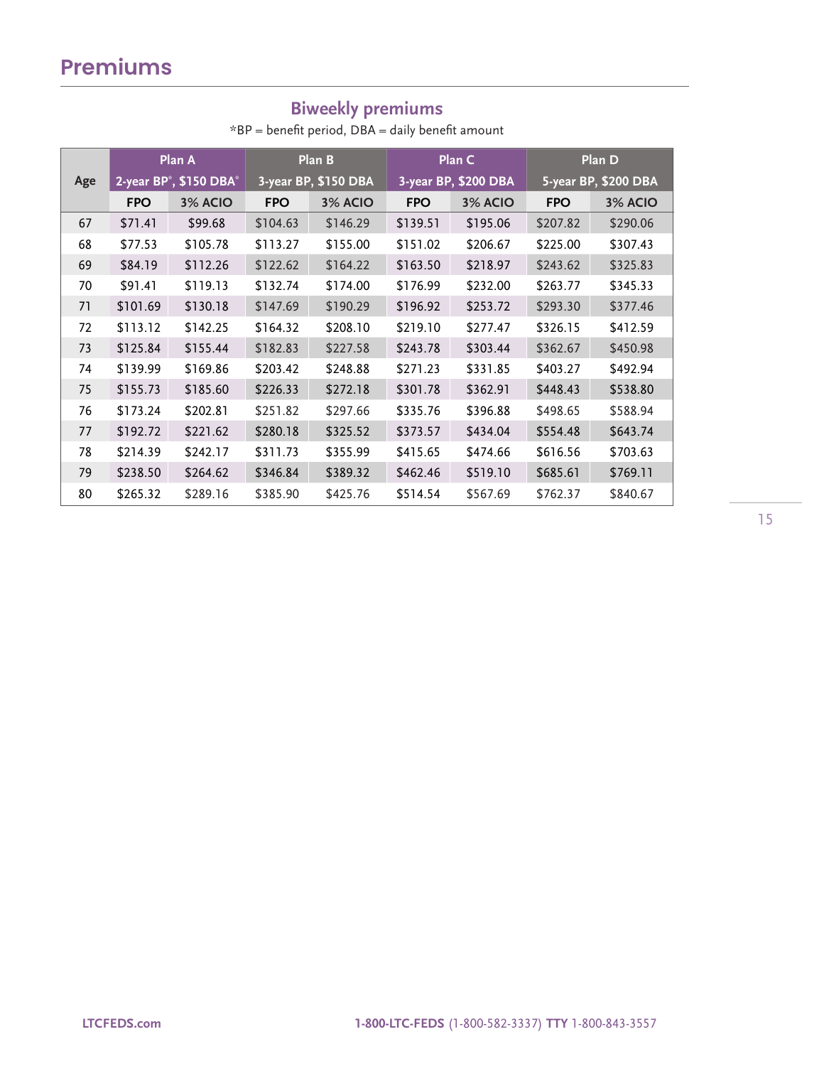## Premiums

### Biweekly premiums

*BP = benefit period, DBA = daily benefit amount

| Age | Plan A 2-year BP*, $150 DBA* | | Plan B 3-year BP, $150 DBA | | Plan C 3-year BP, $200 DBA | | Plan D 5-year BP, $200 DBA | |
|---|---|---|---|---|---|---|---|---|
| | FPO | 3% ACIO | FPO | 3% ACIO | FPO | 3% ACIO | FPO | 3% ACIO |
| 67 | $71.41 | $99.68 | $104.63 | $146.29 | $139.51 | $195.06 | $207.82 | $290.06 |
| 68 | $77.53 | $105.78 | $113.27 | $155.00 | $151.02 | $206.67 | $225.00 | $307.43 |
| 69 | $84.19 | $112.26 | $122.62 | $164.22 | $163.50 | $218.97 | $243.62 | $325.83 |
| 70 | $91.41 | $119.13 | $132.74 | $174.00 | $176.99 | $232.00 | $263.77 | $345.33 |
| 71 | $101.69 | $130.18 | $147.69 | $190.29 | $196.92 | $253.72 | $293.30 | $377.46 |
| 72 | $113.12 | $142.25 | $164.32 | $208.10 | $219.10 | $277.47 | $326.15 | $412.59 |
| 73 | $125.84 | $155.44 | $182.83 | $227.58 | $243.78 | $303.44 | $362.67 | $450.98 |
| 74 | $139.99 | $169.86 | $203.42 | $248.88 | $271.23 | $331.85 | $403.27 | $492.94 |
| 75 | $155.73 | $185.60 | $226.33 | $272.18 | $301.78 | $362.91 | $448.43 | $538.80 |
| 76 | $173.24 | $202.81 | $251.82 | $297.66 | $335.76 | $396.88 | $498.65 | $588.94 |
| 77 | $192.72 | $221.62 | $280.18 | $325.52 | $373.57 | $434.04 | $554.48 | $643.74 |
| 78 | $214.39 | $242.17 | $311.73 | $355.99 | $415.65 | $474.66 | $616.56 | $703.63 |
| 79 | $238.50 | $264.62 | $346.84 | $389.32 | $462.46 | $519.10 | $685.61 | $769.11 |
| 80 | $265.32 | $289.16 | $385.90 | $425.76 | $514.54 | $567.69 | $762.37 | $840.67 |

LTCFEDS.com

**1-800-LTC-FEDS** (1-800-582-3337) **TTY** 1-800-843-3557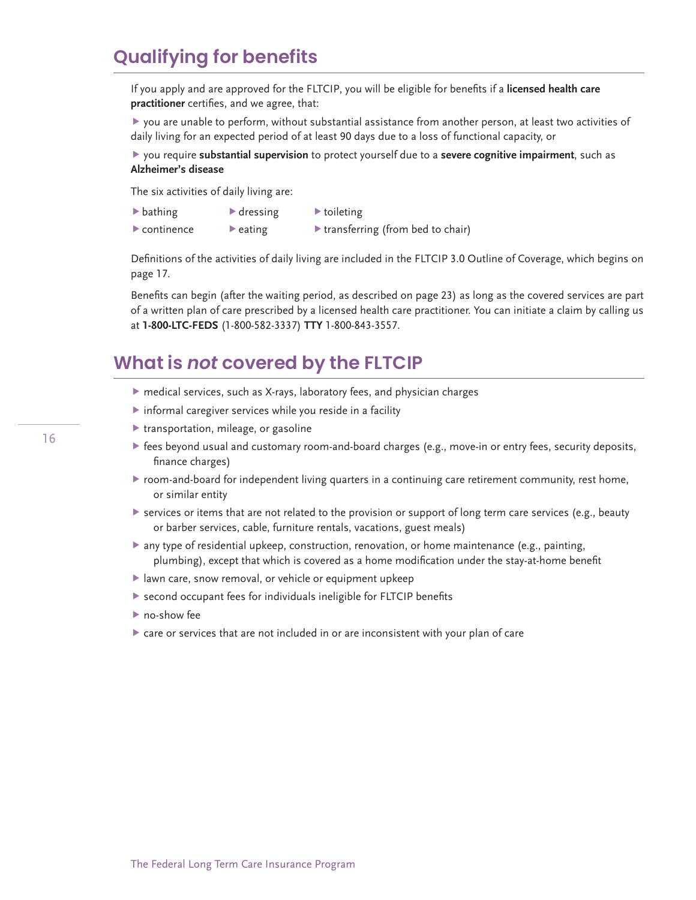## Qualifying for benefits

If you apply and are approved for the FLTCIP, you will be eligible for benefits if a **licensed health care practitioner** certifies, and we agree, that:

- you are unable to perform, without substantial assistance from another person, at least two activities of daily living for an expected period of at least 90 days due to a loss of functional capacity, or
- you require **substantial supervision** to protect yourself due to a **severe cognitive impairment**, such as **Alzheimer's disease**

The six activities of daily living are:

- bathing
- dressing
- toileting
- continence
- eating
- transferring (from bed to chair)

Definitions of the activities of daily living are included in the FLTCIP 3.0 Outline of Coverage, which begins on page 17.

Benefits can begin (after the waiting period, as described on page 23) as long as the covered services are part of a written plan of care prescribed by a licensed health care practitioner. You can initiate a claim by calling us at **1-800-LTC-FEDS** (1-800-582-3337) **TTY** 1-800-843-3557.

## What is *not* covered by the FLTCIP

- medical services, such as X-rays, laboratory fees, and physician charges
- informal caregiver services while you reside in a facility
- transportation, mileage, or gasoline
- fees beyond usual and customary room-and-board charges (e.g., move-in or entry fees, security deposits, finance charges)
- room-and-board for independent living quarters in a continuing care retirement community, rest home, or similar entity
- services or items that are not related to the provision or support of long term care services (e.g., beauty or barber services, cable, furniture rentals, vacations, guest meals)
- any type of residential upkeep, construction, renovation, or home maintenance (e.g., painting, plumbing), except that which is covered as a home modification under the stay-at-home benefit
- lawn care, snow removal, or vehicle or equipment upkeep
- second occupant fees for individuals ineligible for FLTCIP benefits
- no-show fee
- care or services that are not included in or are inconsistent with your plan of care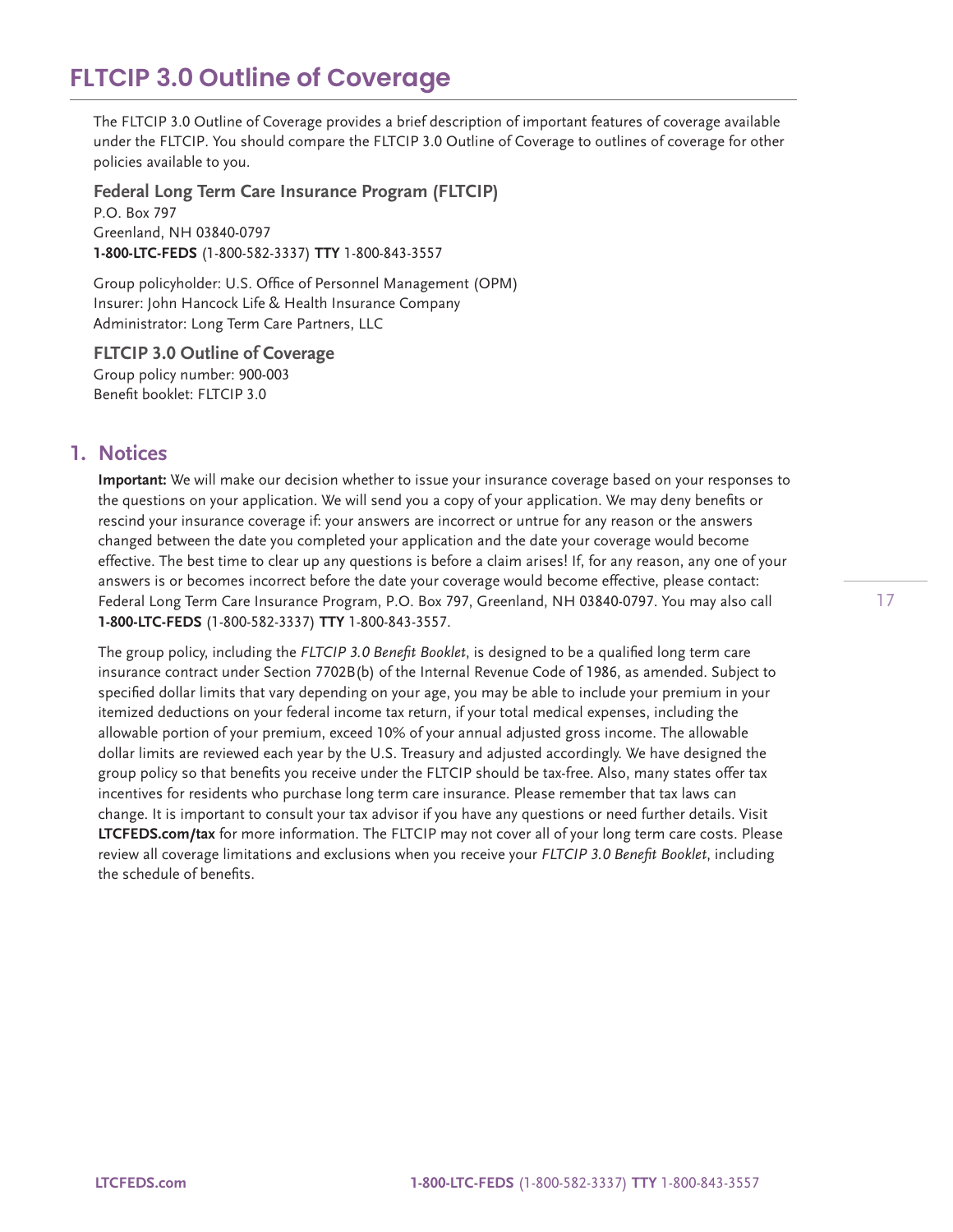# FLTCIP 3.0 Outline of Coverage

The FLTCIP 3.0 Outline of Coverage provides a brief description of important features of coverage available under the FLTCIP. You should compare the FLTCIP 3.0 Outline of Coverage to outlines of coverage for other policies available to you.

**Federal Long Term Care Insurance Program (FLTCIP)**
P.O. Box 797
Greenland, NH 03840-0797
**1-800-LTC-FEDS** (1-800-582-3337) **TTY** 1-800-843-3557

Group policyholder: U.S. Office of Personnel Management (OPM)
Insurer: John Hancock Life & Health Insurance Company
Administrator: Long Term Care Partners, LLC

**FLTCIP 3.0 Outline of Coverage**
Group policy number: 900-003
Benefit booklet: FLTCIP 3.0

## 1. Notices

**Important:** We will make our decision whether to issue your insurance coverage based on your responses to the questions on your application. We will send you a copy of your application. We may deny benefits or rescind your insurance coverage if: your answers are incorrect or untrue for any reason or the answers changed between the date you completed your application and the date your coverage would become effective. The best time to clear up any questions is before a claim arises! If, for any reason, any one of your answers is or becomes incorrect before the date your coverage would become effective, please contact: Federal Long Term Care Insurance Program, P.O. Box 797, Greenland, NH 03840-0797. You may also call **1-800-LTC-FEDS** (1-800-582-3337) **TTY** 1-800-843-3557.

The group policy, including the *FLTCIP 3.0 Benefit Booklet*, is designed to be a qualified long term care insurance contract under Section 7702B(b) of the Internal Revenue Code of 1986, as amended. Subject to specified dollar limits that vary depending on your age, you may be able to include your premium in your itemized deductions on your federal income tax return, if your total medical expenses, including the allowable portion of your premium, exceed 10% of your annual adjusted gross income. The allowable dollar limits are reviewed each year by the U.S. Treasury and adjusted accordingly. We have designed the group policy so that benefits you receive under the FLTCIP should be tax-free. Also, many states offer tax incentives for residents who purchase long term care insurance. Please remember that tax laws can change. It is important to consult your tax advisor if you have any questions or need further details. Visit **LTCFEDS.com/tax** for more information. The FLTCIP may not cover all of your long term care costs. Please review all coverage limitations and exclusions when you receive your *FLTCIP 3.0 Benefit Booklet*, including the schedule of benefits.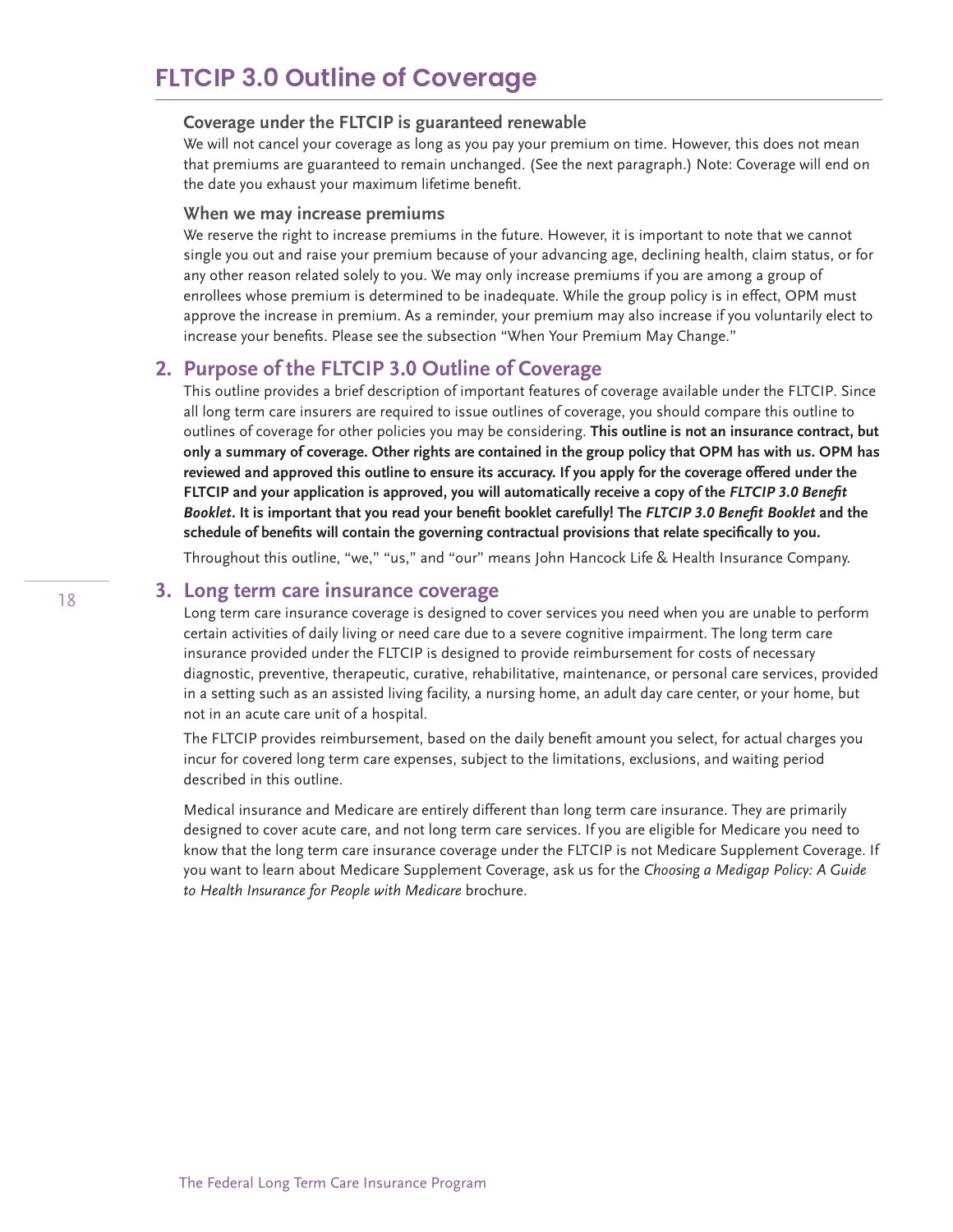# FLTCIP 3.0 Outline of Coverage

### Coverage under the FLTCIP is guaranteed renewable

We will not cancel your coverage as long as you pay your premium on time. However, this does not mean that premiums are guaranteed to remain unchanged. (See the next paragraph.) Note: Coverage will end on the date you exhaust your maximum lifetime benefit.

### When we may increase premiums

We reserve the right to increase premiums in the future. However, it is important to note that we cannot single you out and raise your premium because of your advancing age, declining health, claim status, or for any other reason related solely to you. We may only increase premiums if you are among a group of enrollees whose premium is determined to be inadequate. While the group policy is in effect, OPM must approve the increase in premium. As a reminder, your premium may also increase if you voluntarily elect to increase your benefits. Please see the subsection "When Your Premium May Change."

## 2. Purpose of the FLTCIP 3.0 Outline of Coverage

This outline provides a brief description of important features of coverage available under the FLTCIP. Since all long term care insurers are required to issue outlines of coverage, you should compare this outline to outlines of coverage for other policies you may be considering. **This outline is not an insurance contract, but only a summary of coverage. Other rights are contained in the group policy that OPM has with us. OPM has reviewed and approved this outline to ensure its accuracy. If you apply for the coverage offered under the FLTCIP and your application is approved, you will automatically receive a copy of the *FLTCIP 3.0 Benefit Booklet*. It is important that you read your benefit booklet carefully! The *FLTCIP 3.0 Benefit Booklet* and the schedule of benefits will contain the governing contractual provisions that relate specifically to you.**

Throughout this outline, "we," "us," and "our" means John Hancock Life & Health Insurance Company.

## 3. Long term care insurance coverage

Long term care insurance coverage is designed to cover services you need when you are unable to perform certain activities of daily living or need care due to a severe cognitive impairment. The long term care insurance provided under the FLTCIP is designed to provide reimbursement for costs of necessary diagnostic, preventive, therapeutic, curative, rehabilitative, maintenance, or personal care services, provided in a setting such as an assisted living facility, a nursing home, an adult day care center, or your home, but not in an acute care unit of a hospital.

The FLTCIP provides reimbursement, based on the daily benefit amount you select, for actual charges you incur for covered long term care expenses, subject to the limitations, exclusions, and waiting period described in this outline.

Medical insurance and Medicare are entirely different than long term care insurance. They are primarily designed to cover acute care, and not long term care services. If you are eligible for Medicare you need to know that the long term care insurance coverage under the FLTCIP is not Medicare Supplement Coverage. If you want to learn about Medicare Supplement Coverage, ask us for the *Choosing a Medigap Policy: A Guide to Health Insurance for People with Medicare* brochure.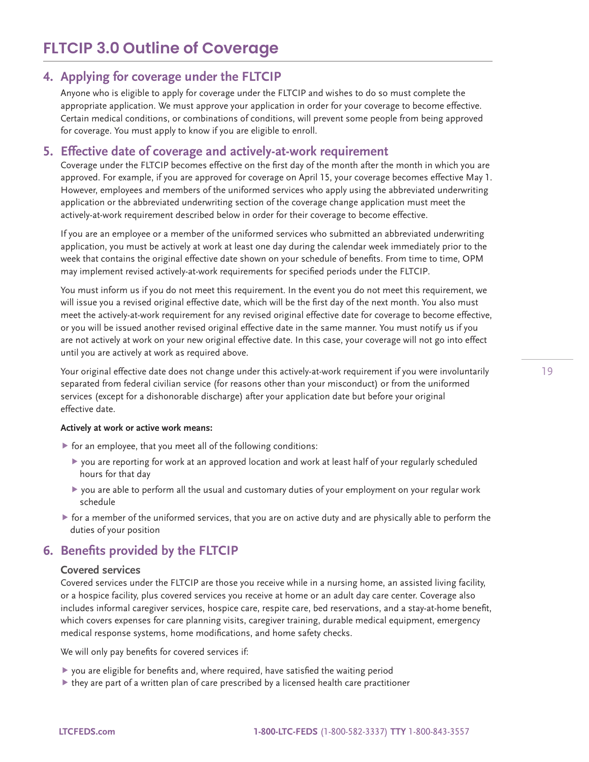# FLTCIP 3.0 Outline of Coverage

## 4. Applying for coverage under the FLTCIP

Anyone who is eligible to apply for coverage under the FLTCIP and wishes to do so must complete the appropriate application. We must approve your application in order for your coverage to become effective. Certain medical conditions, or combinations of conditions, will prevent some people from being approved for coverage. You must apply to know if you are eligible to enroll.

## 5. Effective date of coverage and actively-at-work requirement

Coverage under the FLTCIP becomes effective on the first day of the month after the month in which you are approved. For example, if you are approved for coverage on April 15, your coverage becomes effective May 1. However, employees and members of the uniformed services who apply using the abbreviated underwriting application or the abbreviated underwriting section of the coverage change application must meet the actively-at-work requirement described below in order for their coverage to become effective.

If you are an employee or a member of the uniformed services who submitted an abbreviated underwriting application, you must be actively at work at least one day during the calendar week immediately prior to the week that contains the original effective date shown on your schedule of benefits. From time to time, OPM may implement revised actively-at-work requirements for specified periods under the FLTCIP.

You must inform us if you do not meet this requirement. In the event you do not meet this requirement, we will issue you a revised original effective date, which will be the first day of the next month. You also must meet the actively-at-work requirement for any revised original effective date for coverage to become effective, or you will be issued another revised original effective date in the same manner. You must notify us if you are not actively at work on your new original effective date. In this case, your coverage will not go into effect until you are actively at work as required above.

Your original effective date does not change under this actively-at-work requirement if you were involuntarily separated from federal civilian service (for reasons other than your misconduct) or from the uniformed services (except for a dishonorable discharge) after your application date but before your original effective date.

**Actively at work or active work means:**

- for an employee, that you meet all of the following conditions:
  - you are reporting for work at an approved location and work at least half of your regularly scheduled hours for that day
  - you are able to perform all the usual and customary duties of your employment on your regular work schedule
- for a member of the uniformed services, that you are on active duty and are physically able to perform the duties of your position

## 6. Benefits provided by the FLTCIP

### Covered services

Covered services under the FLTCIP are those you receive while in a nursing home, an assisted living facility, or a hospice facility, plus covered services you receive at home or an adult day care center. Coverage also includes informal caregiver services, hospice care, respite care, bed reservations, and a stay-at-home benefit, which covers expenses for care planning visits, caregiver training, durable medical equipment, emergency medical response systems, home modifications, and home safety checks.

We will only pay benefits for covered services if:

- you are eligible for benefits and, where required, have satisfied the waiting period
- they are part of a written plan of care prescribed by a licensed health care practitioner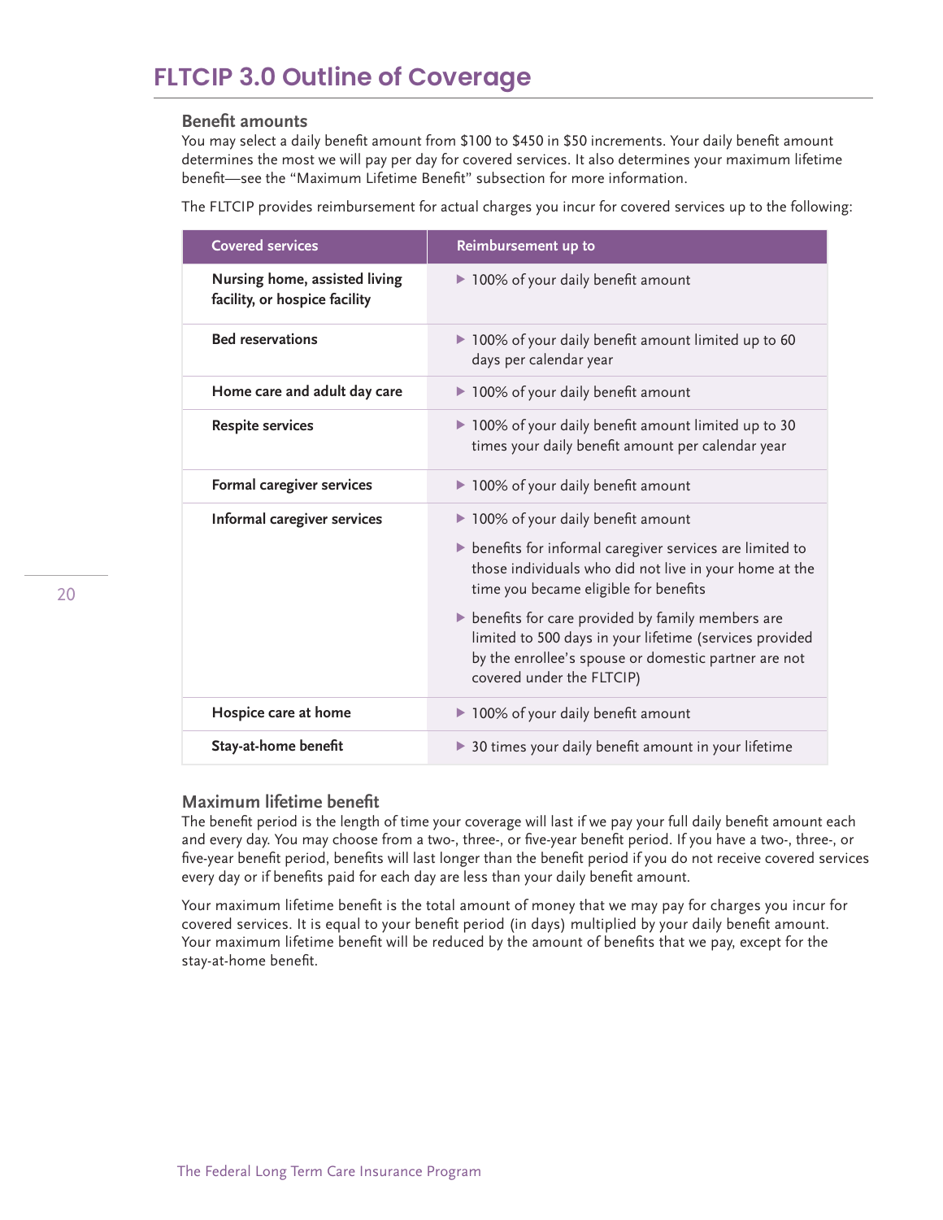# FLTCIP 3.0 Outline of Coverage

### Benefit amounts

You may select a daily benefit amount from $100 to $450 in $50 increments. Your daily benefit amount determines the most we will pay per day for covered services. It also determines your maximum lifetime benefit—see the "Maximum Lifetime Benefit" subsection for more information.

The FLTCIP provides reimbursement for actual charges you incur for covered services up to the following:

| Covered services | Reimbursement up to |
|---|---|
| **Nursing home, assisted living facility, or hospice facility** | ▶ 100% of your daily benefit amount |
| **Bed reservations** | ▶ 100% of your daily benefit amount limited up to 60 days per calendar year |
| **Home care and adult day care** | ▶ 100% of your daily benefit amount |
| **Respite services** | ▶ 100% of your daily benefit amount limited up to 30 times your daily benefit amount per calendar year |
| **Formal caregiver services** | ▶ 100% of your daily benefit amount |
| **Informal caregiver services** | ▶ 100% of your daily benefit amount<br>▶ benefits for informal caregiver services are limited to those individuals who did not live in your home at the time you became eligible for benefits<br>▶ benefits for care provided by family members are limited to 500 days in your lifetime (services provided by the enrollee's spouse or domestic partner are not covered under the FLTCIP) |
| **Hospice care at home** | ▶ 100% of your daily benefit amount |
| **Stay-at-home benefit** | ▶ 30 times your daily benefit amount in your lifetime |

### Maximum lifetime benefit

The benefit period is the length of time your coverage will last if we pay your full daily benefit amount each and every day. You may choose from a two-, three-, or five-year benefit period. If you have a two-, three-, or five-year benefit period, benefits will last longer than the benefit period if you do not receive covered services every day or if benefits paid for each day are less than your daily benefit amount.

Your maximum lifetime benefit is the total amount of money that we may pay for charges you incur for covered services. It is equal to your benefit period (in days) multiplied by your daily benefit amount. Your maximum lifetime benefit will be reduced by the amount of benefits that we pay, except for the stay-at-home benefit.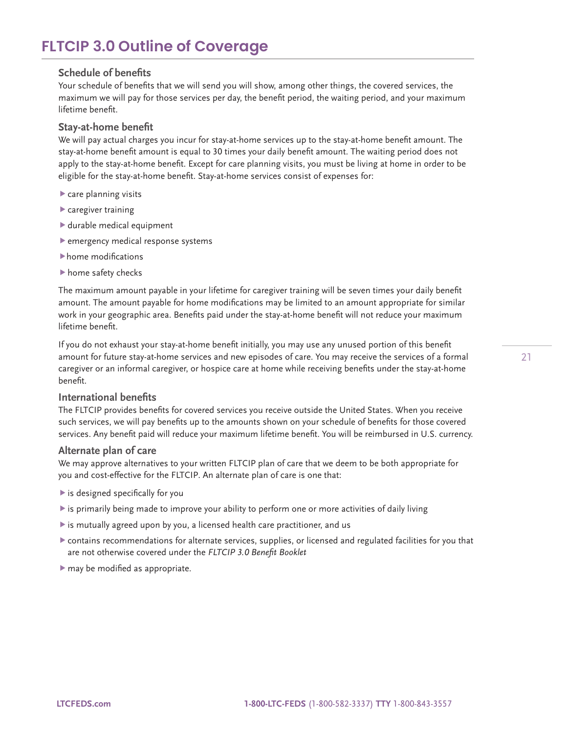# FLTCIP 3.0 Outline of Coverage

### Schedule of benefits

Your schedule of benefits that we will send you will show, among other things, the covered services, the maximum we will pay for those services per day, the benefit period, the waiting period, and your maximum lifetime benefit.

### Stay-at-home benefit

We will pay actual charges you incur for stay-at-home services up to the stay-at-home benefit amount. The stay-at-home benefit amount is equal to 30 times your daily benefit amount. The waiting period does not apply to the stay-at-home benefit. Except for care planning visits, you must be living at home in order to be eligible for the stay-at-home benefit. Stay-at-home services consist of expenses for:

- care planning visits
- caregiver training
- durable medical equipment
- emergency medical response systems
- home modifications
- home safety checks

The maximum amount payable in your lifetime for caregiver training will be seven times your daily benefit amount. The amount payable for home modifications may be limited to an amount appropriate for similar work in your geographic area. Benefits paid under the stay-at-home benefit will not reduce your maximum lifetime benefit.

If you do not exhaust your stay-at-home benefit initially, you may use any unused portion of this benefit amount for future stay-at-home services and new episodes of care. You may receive the services of a formal caregiver or an informal caregiver, or hospice care at home while receiving benefits under the stay-at-home benefit.

### International benefits

The FLTCIP provides benefits for covered services you receive outside the United States. When you receive such services, we will pay benefits up to the amounts shown on your schedule of benefits for those covered services. Any benefit paid will reduce your maximum lifetime benefit. You will be reimbursed in U.S. currency.

### Alternate plan of care

We may approve alternatives to your written FLTCIP plan of care that we deem to be both appropriate for you and cost-effective for the FLTCIP. An alternate plan of care is one that:

- is designed specifically for you
- is primarily being made to improve your ability to perform one or more activities of daily living
- is mutually agreed upon by you, a licensed health care practitioner, and us
- contains recommendations for alternate services, supplies, or licensed and regulated facilities for you that are not otherwise covered under the *FLTCIP 3.0 Benefit Booklet*
- may be modified as appropriate.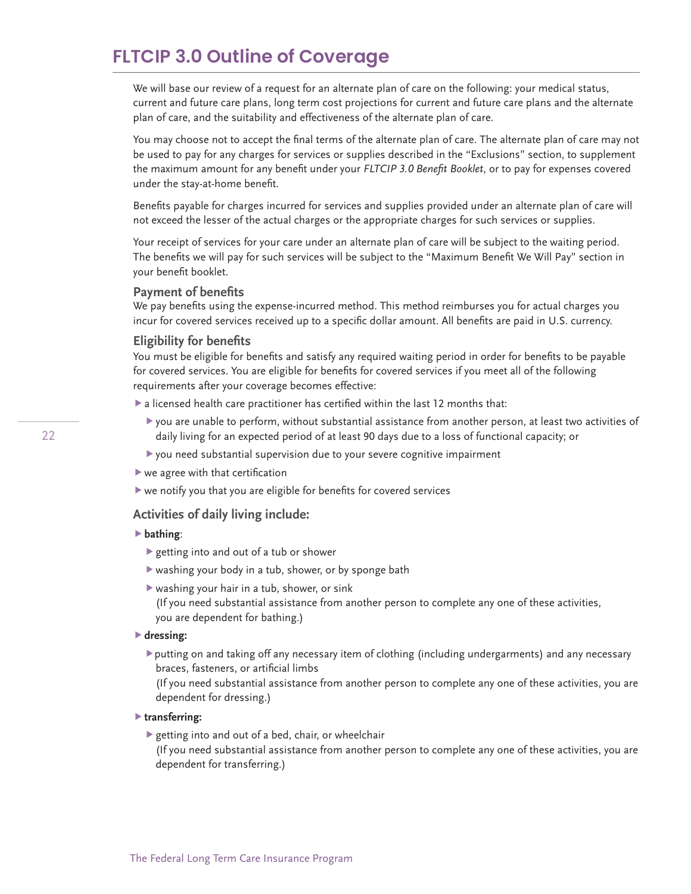# FLTCIP 3.0 Outline of Coverage

We will base our review of a request for an alternate plan of care on the following: your medical status, current and future care plans, long term cost projections for current and future care plans and the alternate plan of care, and the suitability and effectiveness of the alternate plan of care.

You may choose not to accept the final terms of the alternate plan of care. The alternate plan of care may not be used to pay for any charges for services or supplies described in the "Exclusions" section, to supplement the maximum amount for any benefit under your *FLTCIP 3.0 Benefit Booklet*, or to pay for expenses covered under the stay-at-home benefit.

Benefits payable for charges incurred for services and supplies provided under an alternate plan of care will not exceed the lesser of the actual charges or the appropriate charges for such services or supplies.

Your receipt of services for your care under an alternate plan of care will be subject to the waiting period. The benefits we will pay for such services will be subject to the "Maximum Benefit We Will Pay" section in your benefit booklet.

### Payment of benefits

We pay benefits using the expense-incurred method. This method reimburses you for actual charges you incur for covered services received up to a specific dollar amount. All benefits are paid in U.S. currency.

### Eligibility for benefits

You must be eligible for benefits and satisfy any required waiting period in order for benefits to be payable for covered services. You are eligible for benefits for covered services if you meet all of the following requirements after your coverage becomes effective:

- a licensed health care practitioner has certified within the last 12 months that:
  - you are unable to perform, without substantial assistance from another person, at least two activities of daily living for an expected period of at least 90 days due to a loss of functional capacity; or
  - you need substantial supervision due to your severe cognitive impairment
- we agree with that certification
- we notify you that you are eligible for benefits for covered services

### Activities of daily living include:

- **bathing**:
  - getting into and out of a tub or shower
  - washing your body in a tub, shower, or by sponge bath
  - washing your hair in a tub, shower, or sink
    (If you need substantial assistance from another person to complete any one of these activities, you are dependent for bathing.)
- **dressing:**
  - putting on and taking off any necessary item of clothing (including undergarments) and any necessary braces, fasteners, or artificial limbs
    (If you need substantial assistance from another person to complete any one of these activities, you are dependent for dressing.)
- **transferring:**
  - getting into and out of a bed, chair, or wheelchair
    (If you need substantial assistance from another person to complete any one of these activities, you are dependent for transferring.)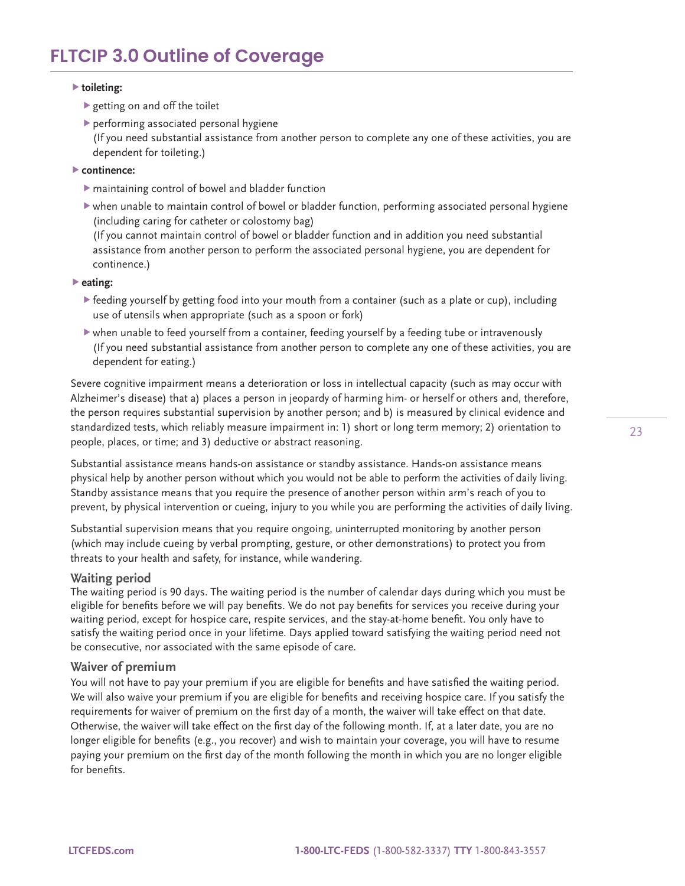- **toileting:**
  - getting on and off the toilet
  - performing associated personal hygiene
    (If you need substantial assistance from another person to complete any one of these activities, you are dependent for toileting.)
- **continence:**
  - maintaining control of bowel and bladder function
  - when unable to maintain control of bowel or bladder function, performing associated personal hygiene (including caring for catheter or colostomy bag)
    (If you cannot maintain control of bowel or bladder function and in addition you need substantial assistance from another person to perform the associated personal hygiene, you are dependent for continence.)
- **eating:**
  - feeding yourself by getting food into your mouth from a container (such as a plate or cup), including use of utensils when appropriate (such as a spoon or fork)
  - when unable to feed yourself from a container, feeding yourself by a feeding tube or intravenously
    (If you need substantial assistance from another person to complete any one of these activities, you are dependent for eating.)

Severe cognitive impairment means a deterioration or loss in intellectual capacity (such as may occur with Alzheimer's disease) that a) places a person in jeopardy of harming him- or herself or others and, therefore, the person requires substantial supervision by another person; and b) is measured by clinical evidence and standardized tests, which reliably measure impairment in: 1) short or long term memory; 2) orientation to people, places, or time; and 3) deductive or abstract reasoning.

Substantial assistance means hands-on assistance or standby assistance. Hands-on assistance means physical help by another person without which you would not be able to perform the activities of daily living. Standby assistance means that you require the presence of another person within arm's reach of you to prevent, by physical intervention or cueing, injury to you while you are performing the activities of daily living.

Substantial supervision means that you require ongoing, uninterrupted monitoring by another person (which may include cueing by verbal prompting, gesture, or other demonstrations) to protect you from threats to your health and safety, for instance, while wandering.

### Waiting period

The waiting period is 90 days. The waiting period is the number of calendar days during which you must be eligible for benefits before we will pay benefits. We do not pay benefits for services you receive during your waiting period, except for hospice care, respite services, and the stay-at-home benefit. You only have to satisfy the waiting period once in your lifetime. Days applied toward satisfying the waiting period need not be consecutive, nor associated with the same episode of care.

### Waiver of premium

You will not have to pay your premium if you are eligible for benefits and have satisfied the waiting period. We will also waive your premium if you are eligible for benefits and receiving hospice care. If you satisfy the requirements for waiver of premium on the first day of a month, the waiver will take effect on that date. Otherwise, the waiver will take effect on the first day of the following month. If, at a later date, you are no longer eligible for benefits (e.g., you recover) and wish to maintain your coverage, you will have to resume paying your premium on the first day of the month following the month in which you are no longer eligible for benefits.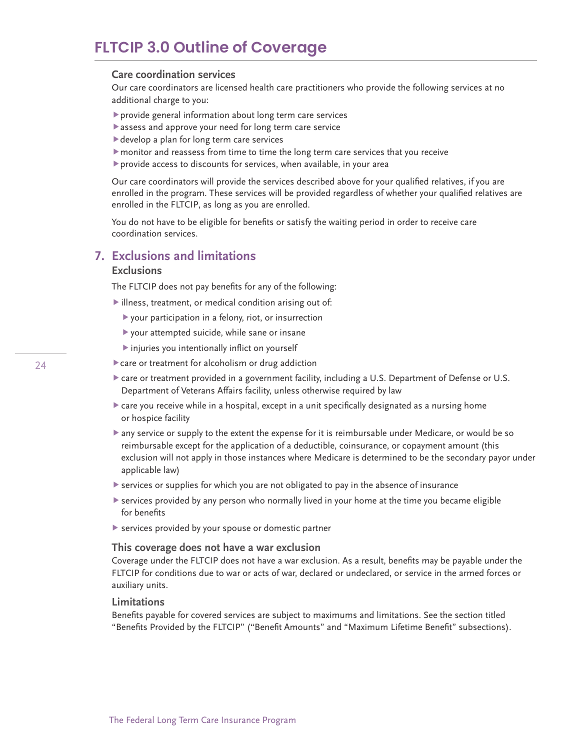### Care coordination services

Our care coordinators are licensed health care practitioners who provide the following services at no additional charge to you:

- provide general information about long term care services
- assess and approve your need for long term care service
- develop a plan for long term care services
- monitor and reassess from time to time the long term care services that you receive
- provide access to discounts for services, when available, in your area

Our care coordinators will provide the services described above for your qualified relatives, if you are enrolled in the program. These services will be provided regardless of whether your qualified relatives are enrolled in the FLTCIP, as long as you are enrolled.

You do not have to be eligible for benefits or satisfy the waiting period in order to receive care coordination services.

## 7. Exclusions and limitations

### Exclusions

The FLTCIP does not pay benefits for any of the following:

- illness, treatment, or medical condition arising out of:
  - your participation in a felony, riot, or insurrection
  - your attempted suicide, while sane or insane
  - injuries you intentionally inflict on yourself
- care or treatment for alcoholism or drug addiction
- care or treatment provided in a government facility, including a U.S. Department of Defense or U.S. Department of Veterans Affairs facility, unless otherwise required by law
- care you receive while in a hospital, except in a unit specifically designated as a nursing home or hospice facility
- any service or supply to the extent the expense for it is reimbursable under Medicare, or would be so reimbursable except for the application of a deductible, coinsurance, or copayment amount (this exclusion will not apply in those instances where Medicare is determined to be the secondary payor under applicable law)
- services or supplies for which you are not obligated to pay in the absence of insurance
- services provided by any person who normally lived in your home at the time you became eligible for benefits
- services provided by your spouse or domestic partner

### This coverage does not have a war exclusion

Coverage under the FLTCIP does not have a war exclusion. As a result, benefits may be payable under the FLTCIP for conditions due to war or acts of war, declared or undeclared, or service in the armed forces or auxiliary units.

### Limitations

Benefits payable for covered services are subject to maximums and limitations. See the section titled "Benefits Provided by the FLTCIP" ("Benefit Amounts" and "Maximum Lifetime Benefit" subsections).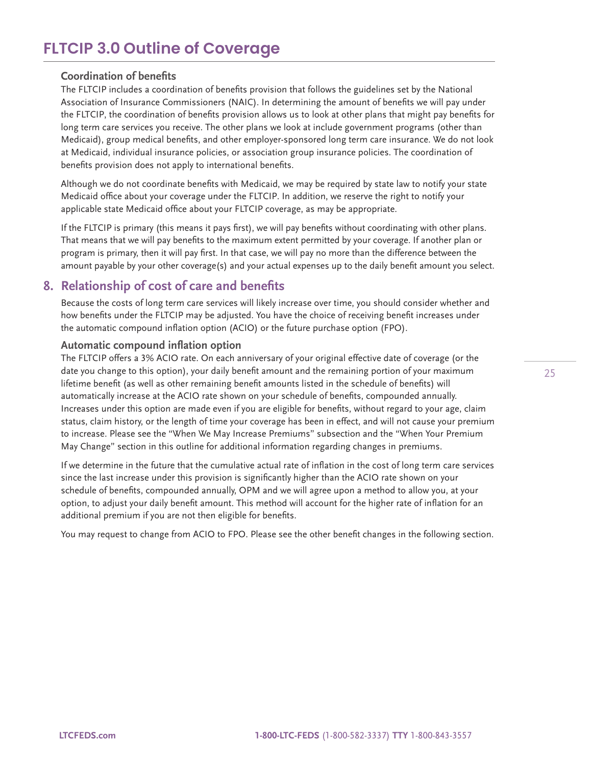# FLTCIP 3.0 Outline of Coverage

### Coordination of benefits

The FLTCIP includes a coordination of benefits provision that follows the guidelines set by the National Association of Insurance Commissioners (NAIC). In determining the amount of benefits we will pay under the FLTCIP, the coordination of benefits provision allows us to look at other plans that might pay benefits for long term care services you receive. The other plans we look at include government programs (other than Medicaid), group medical benefits, and other employer-sponsored long term care insurance. We do not look at Medicaid, individual insurance policies, or association group insurance policies. The coordination of benefits provision does not apply to international benefits.

Although we do not coordinate benefits with Medicaid, we may be required by state law to notify your state Medicaid office about your coverage under the FLTCIP. In addition, we reserve the right to notify your applicable state Medicaid office about your FLTCIP coverage, as may be appropriate.

If the FLTCIP is primary (this means it pays first), we will pay benefits without coordinating with other plans. That means that we will pay benefits to the maximum extent permitted by your coverage. If another plan or program is primary, then it will pay first. In that case, we will pay no more than the difference between the amount payable by your other coverage(s) and your actual expenses up to the daily benefit amount you select.

## 8. Relationship of cost of care and benefits

Because the costs of long term care services will likely increase over time, you should consider whether and how benefits under the FLTCIP may be adjusted. You have the choice of receiving benefit increases under the automatic compound inflation option (ACIO) or the future purchase option (FPO).

### Automatic compound inflation option

The FLTCIP offers a 3% ACIO rate. On each anniversary of your original effective date of coverage (or the date you change to this option), your daily benefit amount and the remaining portion of your maximum lifetime benefit (as well as other remaining benefit amounts listed in the schedule of benefits) will automatically increase at the ACIO rate shown on your schedule of benefits, compounded annually. Increases under this option are made even if you are eligible for benefits, without regard to your age, claim status, claim history, or the length of time your coverage has been in effect, and will not cause your premium to increase. Please see the "When We May Increase Premiums" subsection and the "When Your Premium May Change" section in this outline for additional information regarding changes in premiums.

If we determine in the future that the cumulative actual rate of inflation in the cost of long term care services since the last increase under this provision is significantly higher than the ACIO rate shown on your schedule of benefits, compounded annually, OPM and we will agree upon a method to allow you, at your option, to adjust your daily benefit amount. This method will account for the higher rate of inflation for an additional premium if you are not then eligible for benefits.

You may request to change from ACIO to FPO. Please see the other benefit changes in the following section.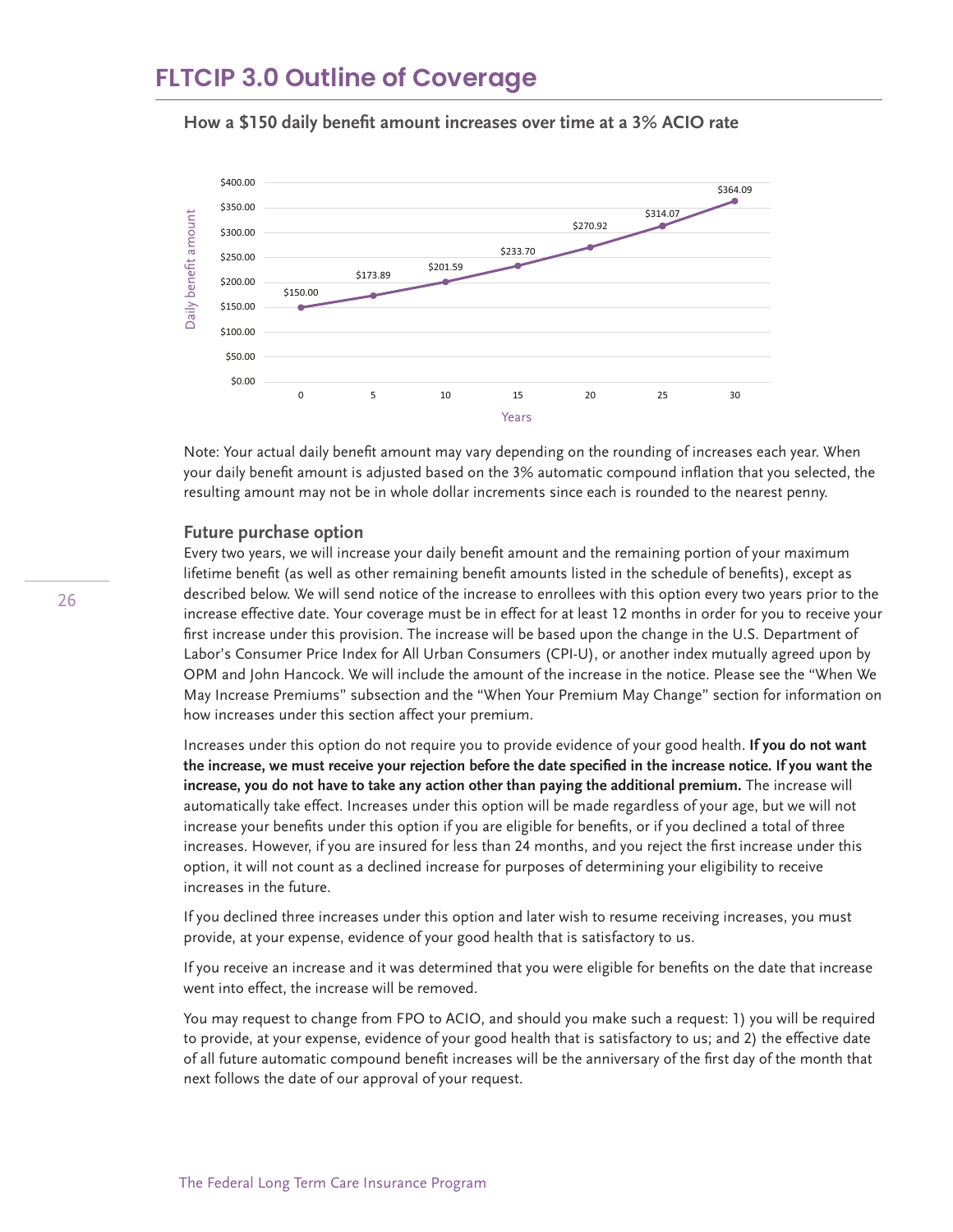# FLTCIP 3.0 Outline of Coverage

**How a $150 daily benefit amount increases over time at a 3% ACIO rate**

| Years | Daily benefit amount |
| --- | --- |
| 0 | $150.00 |
| 5 | $173.89 |
| 10 | $201.59 |
| 15 | $233.70 |
| 20 | $270.92 |
| 25 | $314.07 |
| 30 | $364.09 |

Note: Your actual daily benefit amount may vary depending on the rounding of increases each year. When your daily benefit amount is adjusted based on the 3% automatic compound inflation that you selected, the resulting amount may not be in whole dollar increments since each is rounded to the nearest penny.

### Future purchase option

Every two years, we will increase your daily benefit amount and the remaining portion of your maximum lifetime benefit (as well as other remaining benefit amounts listed in the schedule of benefits), except as described below. We will send notice of the increase to enrollees with this option every two years prior to the increase effective date. Your coverage must be in effect for at least 12 months in order for you to receive your first increase under this provision. The increase will be based upon the change in the U.S. Department of Labor's Consumer Price Index for All Urban Consumers (CPI-U), or another index mutually agreed upon by OPM and John Hancock. We will include the amount of the increase in the notice. Please see the "When We May Increase Premiums" subsection and the "When Your Premium May Change" section for information on how increases under this section affect your premium.

Increases under this option do not require you to provide evidence of your good health. **If you do not want the increase, we must receive your rejection before the date specified in the increase notice. If you want the increase, you do not have to take any action other than paying the additional premium.** The increase will automatically take effect. Increases under this option will be made regardless of your age, but we will not increase your benefits under this option if you are eligible for benefits, or if you declined a total of three increases. However, if you are insured for less than 24 months, and you reject the first increase under this option, it will not count as a declined increase for purposes of determining your eligibility to receive increases in the future.

If you declined three increases under this option and later wish to resume receiving increases, you must provide, at your expense, evidence of your good health that is satisfactory to us.

If you receive an increase and it was determined that you were eligible for benefits on the date that increase went into effect, the increase will be removed.

You may request to change from FPO to ACIO, and should you make such a request: 1) you will be required to provide, at your expense, evidence of your good health that is satisfactory to us; and 2) the effective date of all future automatic compound benefit increases will be the anniversary of the first day of the month that next follows the date of our approval of your request.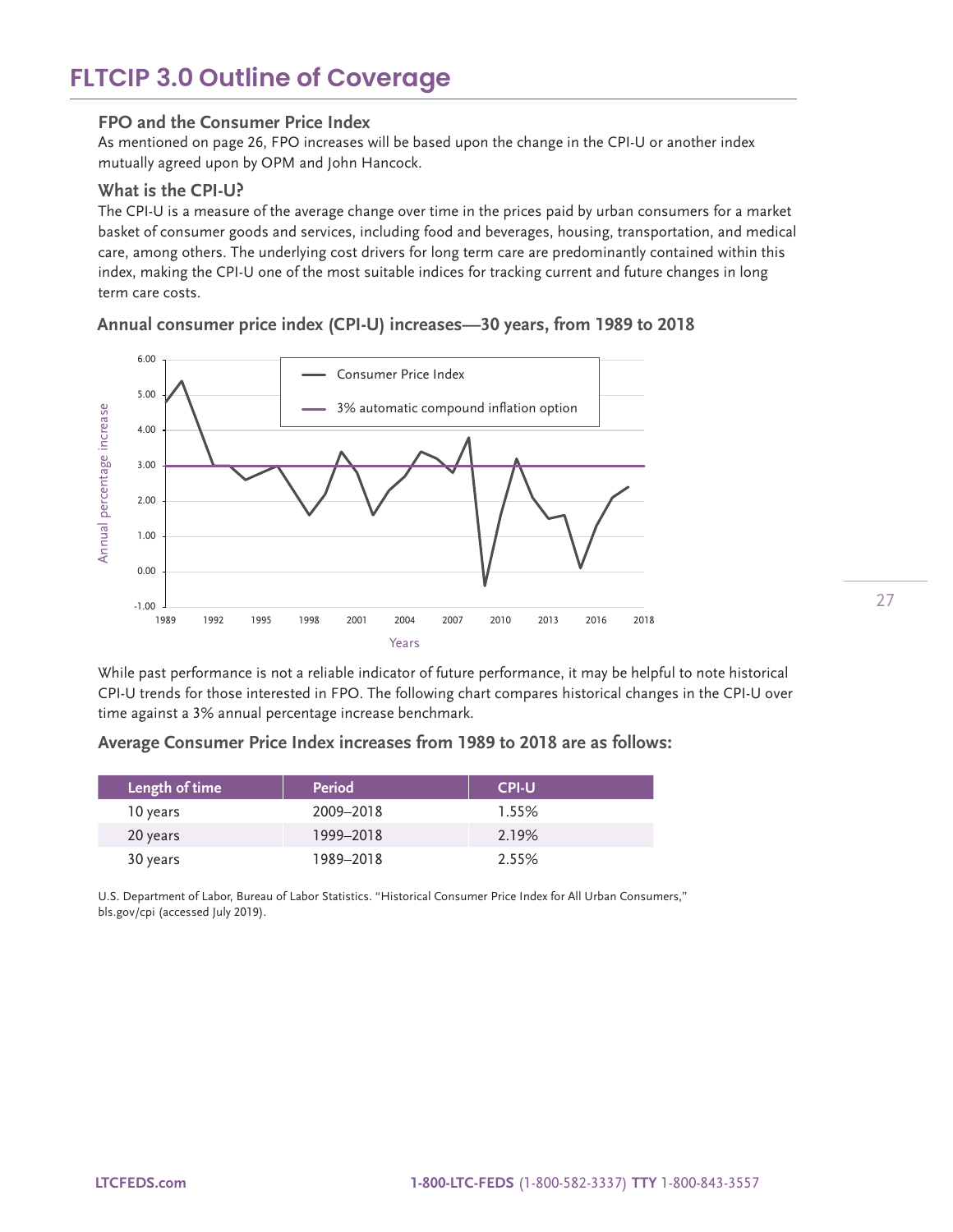# FLTCIP 3.0 Outline of Coverage

### FPO and the Consumer Price Index

As mentioned on page 26, FPO increases will be based upon the change in the CPI-U or another index mutually agreed upon by OPM and John Hancock.

### What is the CPI-U?

The CPI-U is a measure of the average change over time in the prices paid by urban consumers for a market basket of consumer goods and services, including food and beverages, housing, transportation, and medical care, among others. The underlying cost drivers for long term care are predominantly contained within this index, making the CPI-U one of the most suitable indices for tracking current and future changes in long term care costs.

### Annual consumer price index (CPI-U) increases—30 years, from 1989 to 2018

While past performance is not a reliable indicator of future performance, it may be helpful to note historical CPI-U trends for those interested in FPO. The following chart compares historical changes in the CPI-U over time against a 3% annual percentage increase benchmark.

### Average Consumer Price Index increases from 1989 to 2018 are as follows:

| Length of time | Period | CPI-U |
|---|---|---|
| 10 years | 2009–2018 | 1.55% |
| 20 years | 1999–2018 | 2.19% |
| 30 years | 1989–2018 | 2.55% |

U.S. Department of Labor, Bureau of Labor Statistics. "Historical Consumer Price Index for All Urban Consumers," bls.gov/cpi (accessed July 2019).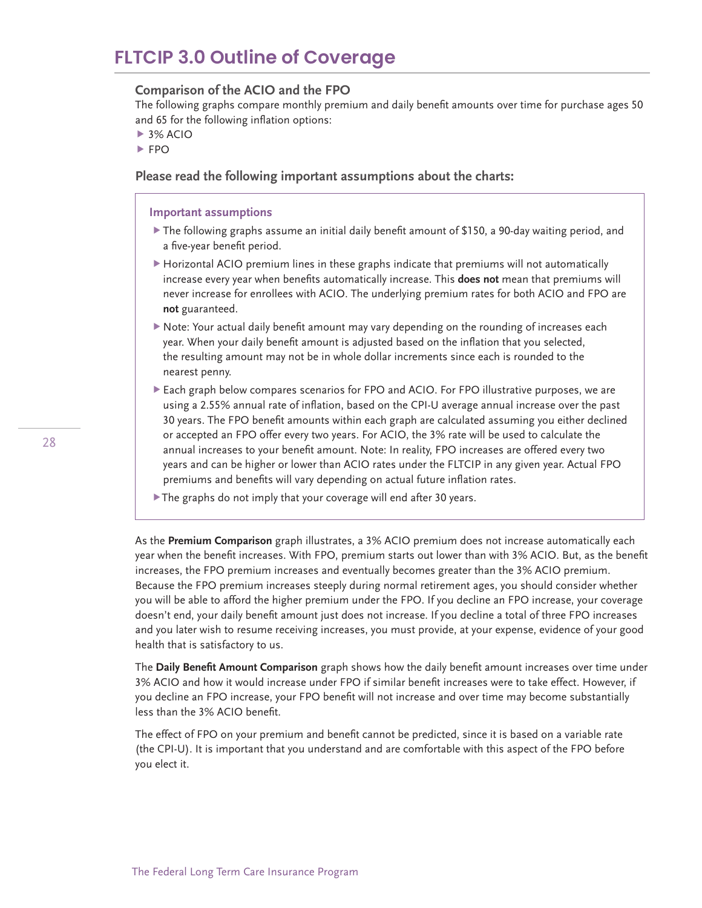# FLTCIP 3.0 Outline of Coverage

### Comparison of the ACIO and the FPO

The following graphs compare monthly premium and daily benefit amounts over time for purchase ages 50 and 65 for the following inflation options:

- 3% ACIO
- FPO

### Please read the following important assumptions about the charts:

#### Important assumptions

- The following graphs assume an initial daily benefit amount of $150, a 90-day waiting period, and a five-year benefit period.
- Horizontal ACIO premium lines in these graphs indicate that premiums will not automatically increase every year when benefits automatically increase. This **does not** mean that premiums will never increase for enrollees with ACIO. The underlying premium rates for both ACIO and FPO are **not** guaranteed.
- Note: Your actual daily benefit amount may vary depending on the rounding of increases each year. When your daily benefit amount is adjusted based on the inflation that you selected, the resulting amount may not be in whole dollar increments since each is rounded to the nearest penny.
- Each graph below compares scenarios for FPO and ACIO. For FPO illustrative purposes, we are using a 2.55% annual rate of inflation, based on the CPI-U average annual increase over the past 30 years. The FPO benefit amounts within each graph are calculated assuming you either declined or accepted an FPO offer every two years. For ACIO, the 3% rate will be used to calculate the annual increases to your benefit amount. Note: In reality, FPO increases are offered every two years and can be higher or lower than ACIO rates under the FLTCIP in any given year. Actual FPO premiums and benefits will vary depending on actual future inflation rates.
- The graphs do not imply that your coverage will end after 30 years.

As the **Premium Comparison** graph illustrates, a 3% ACIO premium does not increase automatically each year when the benefit increases. With FPO, premium starts out lower than with 3% ACIO. But, as the benefit increases, the FPO premium increases and eventually becomes greater than the 3% ACIO premium. Because the FPO premium increases steeply during normal retirement ages, you should consider whether you will be able to afford the higher premium under the FPO. If you decline an FPO increase, your coverage doesn't end, your daily benefit amount just does not increase. If you decline a total of three FPO increases and you later wish to resume receiving increases, you must provide, at your expense, evidence of your good health that is satisfactory to us.

The **Daily Benefit Amount Comparison** graph shows how the daily benefit amount increases over time under 3% ACIO and how it would increase under FPO if similar benefit increases were to take effect. However, if you decline an FPO increase, your FPO benefit will not increase and over time may become substantially less than the 3% ACIO benefit.

The effect of FPO on your premium and benefit cannot be predicted, since it is based on a variable rate (the CPI-U). It is important that you understand and are comfortable with this aspect of the FPO before you elect it.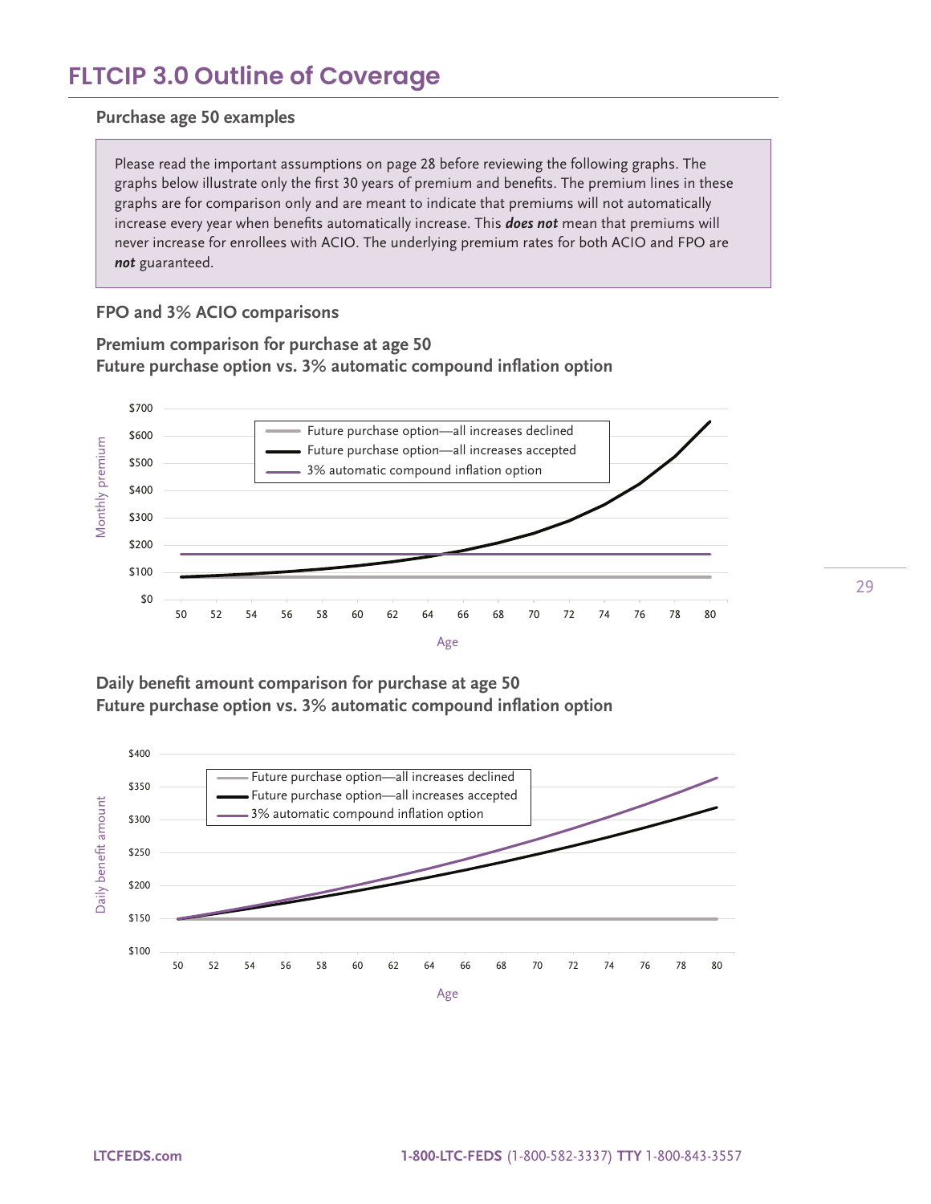# FLTCIP 3.0 Outline of Coverage

## Purchase age 50 examples

Please read the important assumptions on page 28 before reviewing the following graphs. The graphs below illustrate only the first 30 years of premium and benefits. The premium lines in these graphs are for comparison only and are meant to indicate that premiums will not automatically increase every year when benefits automatically increase. This ***does not*** mean that premiums will never increase for enrollees with ACIO. The underlying premium rates for both ACIO and FPO are ***not*** guaranteed.

### FPO and 3% ACIO comparisons

**Premium comparison for purchase at age 50**
**Future purchase option vs. 3% automatic compound inflation option**

Monthly premium

$700
$600
$500
$400
$300
$200
$100
$0

Future purchase option—all increases declined
Future purchase option—all increases accepted
3% automatic compound inflation option

50 52 54 56 58 60 62 64 66 68 70 72 74 76 78 80

Age

**Daily benefit amount comparison for purchase at age 50**
**Future purchase option vs. 3% automatic compound inflation option**

Daily benefit amount

$400
$350
$300
$250
$200
$150
$100

Future purchase option—all increases declined
Future purchase option—all increases accepted
3% automatic compound inflation option

50 52 54 56 58 60 62 64 66 68 70 72 74 76 78 80

Age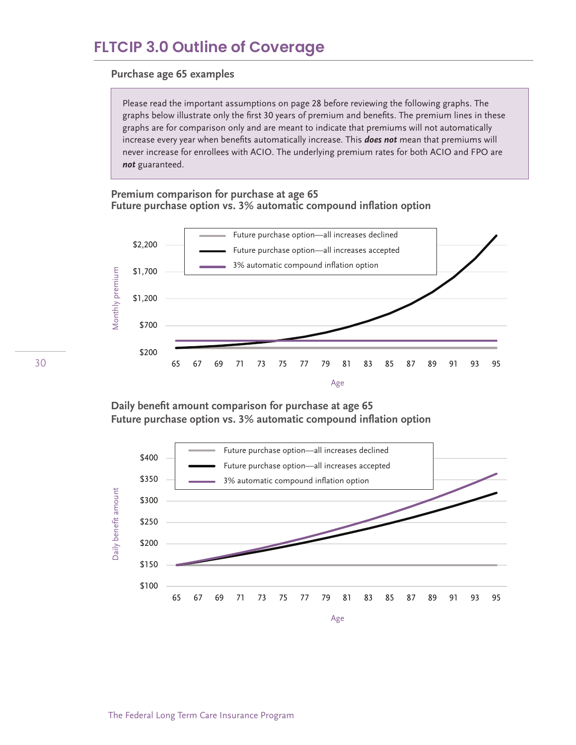## FLTCIP 3.0 Outline of Coverage

### Purchase age 65 examples

Please read the important assumptions on page 28 before reviewing the following graphs. The graphs below illustrate only the first 30 years of premium and benefits. The premium lines in these graphs are for comparison only and are meant to indicate that premiums will not automatically increase every year when benefits automatically increase. This ***does not*** mean that premiums will never increase for enrollees with ACIO. The underlying premium rates for both ACIO and FPO are ***not*** guaranteed.

**Premium comparison for purchase at age 65**
**Future purchase option vs. 3% automatic compound inflation option**

Legend:
- Future purchase option—all increases declined
- Future purchase option—all increases accepted
- 3% automatic compound inflation option

Monthly premium: $200, $700, $1,200, $1,700, $2,200

Age: 65, 67, 69, 71, 73, 75, 77, 79, 81, 83, 85, 87, 89, 91, 93, 95

**Daily benefit amount comparison for purchase at age 65**
**Future purchase option vs. 3% automatic compound inflation option**

Legend:
- Future purchase option—all increases declined
- Future purchase option—all increases accepted
- 3% automatic compound inflation option

Daily benefit amount: $100, $150, $200, $250, $300, $350, $400

Age: 65, 67, 69, 71, 73, 75, 77, 79, 81, 83, 85, 87, 89, 91, 93, 95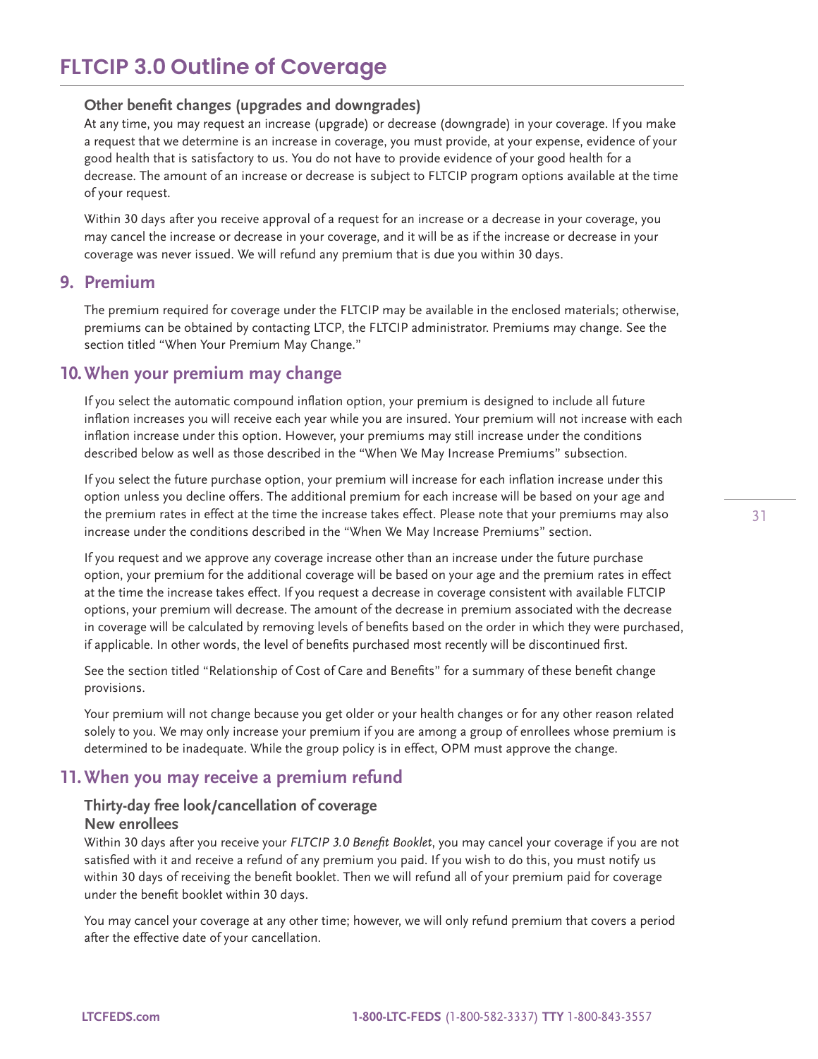# FLTCIP 3.0 Outline of Coverage

### Other benefit changes (upgrades and downgrades)

At any time, you may request an increase (upgrade) or decrease (downgrade) in your coverage. If you make a request that we determine is an increase in coverage, you must provide, at your expense, evidence of your good health that is satisfactory to us. You do not have to provide evidence of your good health for a decrease. The amount of an increase or decrease is subject to FLTCIP program options available at the time of your request.

Within 30 days after you receive approval of a request for an increase or a decrease in your coverage, you may cancel the increase or decrease in your coverage, and it will be as if the increase or decrease in your coverage was never issued. We will refund any premium that is due you within 30 days.

## 9. Premium

The premium required for coverage under the FLTCIP may be available in the enclosed materials; otherwise, premiums can be obtained by contacting LTCP, the FLTCIP administrator. Premiums may change. See the section titled "When Your Premium May Change."

## 10. When your premium may change

If you select the automatic compound inflation option, your premium is designed to include all future inflation increases you will receive each year while you are insured. Your premium will not increase with each inflation increase under this option. However, your premiums may still increase under the conditions described below as well as those described in the "When We May Increase Premiums" subsection.

If you select the future purchase option, your premium will increase for each inflation increase under this option unless you decline offers. The additional premium for each increase will be based on your age and the premium rates in effect at the time the increase takes effect. Please note that your premiums may also increase under the conditions described in the "When We May Increase Premiums" section.

If you request and we approve any coverage increase other than an increase under the future purchase option, your premium for the additional coverage will be based on your age and the premium rates in effect at the time the increase takes effect. If you request a decrease in coverage consistent with available FLTCIP options, your premium will decrease. The amount of the decrease in premium associated with the decrease in coverage will be calculated by removing levels of benefits based on the order in which they were purchased, if applicable. In other words, the level of benefits purchased most recently will be discontinued first.

See the section titled "Relationship of Cost of Care and Benefits" for a summary of these benefit change provisions.

Your premium will not change because you get older or your health changes or for any other reason related solely to you. We may only increase your premium if you are among a group of enrollees whose premium is determined to be inadequate. While the group policy is in effect, OPM must approve the change.

## 11. When you may receive a premium refund

### Thirty-day free look/cancellation of coverage

#### New enrollees

Within 30 days after you receive your *FLTCIP 3.0 Benefit Booklet*, you may cancel your coverage if you are not satisfied with it and receive a refund of any premium you paid. If you wish to do this, you must notify us within 30 days of receiving the benefit booklet. Then we will refund all of your premium paid for coverage under the benefit booklet within 30 days.

You may cancel your coverage at any other time; however, we will only refund premium that covers a period after the effective date of your cancellation.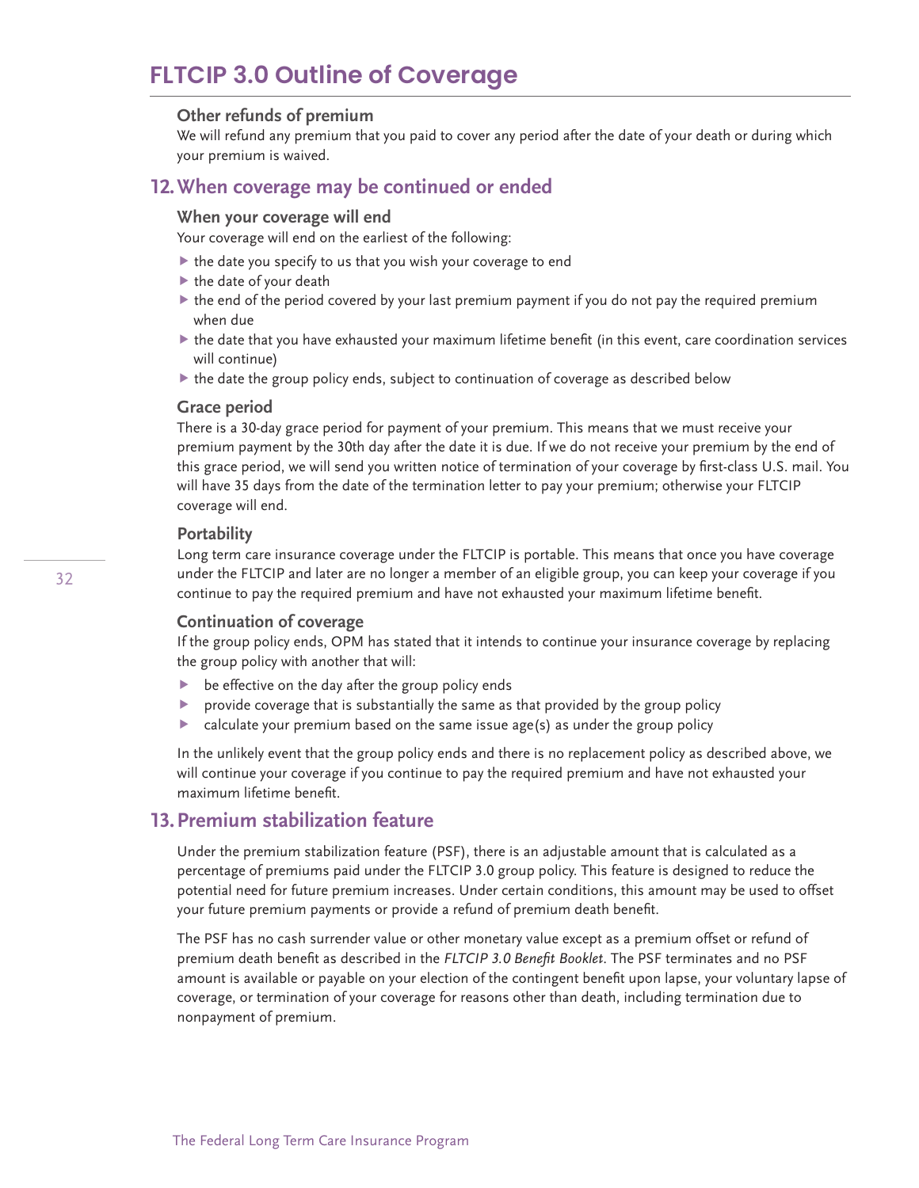# FLTCIP 3.0 Outline of Coverage

### Other refunds of premium

We will refund any premium that you paid to cover any period after the date of your death or during which your premium is waived.

## 12. When coverage may be continued or ended

### When your coverage will end

Your coverage will end on the earliest of the following:

- the date you specify to us that you wish your coverage to end
- the date of your death
- the end of the period covered by your last premium payment if you do not pay the required premium when due
- the date that you have exhausted your maximum lifetime benefit (in this event, care coordination services will continue)
- the date the group policy ends, subject to continuation of coverage as described below

### Grace period

There is a 30-day grace period for payment of your premium. This means that we must receive your premium payment by the 30th day after the date it is due. If we do not receive your premium by the end of this grace period, we will send you written notice of termination of your coverage by first-class U.S. mail. You will have 35 days from the date of the termination letter to pay your premium; otherwise your FLTCIP coverage will end.

### Portability

Long term care insurance coverage under the FLTCIP is portable. This means that once you have coverage under the FLTCIP and later are no longer a member of an eligible group, you can keep your coverage if you continue to pay the required premium and have not exhausted your maximum lifetime benefit.

### Continuation of coverage

If the group policy ends, OPM has stated that it intends to continue your insurance coverage by replacing the group policy with another that will:

- be effective on the day after the group policy ends
- provide coverage that is substantially the same as that provided by the group policy
- calculate your premium based on the same issue age(s) as under the group policy

In the unlikely event that the group policy ends and there is no replacement policy as described above, we will continue your coverage if you continue to pay the required premium and have not exhausted your maximum lifetime benefit.

## 13. Premium stabilization feature

Under the premium stabilization feature (PSF), there is an adjustable amount that is calculated as a percentage of premiums paid under the FLTCIP 3.0 group policy. This feature is designed to reduce the potential need for future premium increases. Under certain conditions, this amount may be used to offset your future premium payments or provide a refund of premium death benefit.

The PSF has no cash surrender value or other monetary value except as a premium offset or refund of premium death benefit as described in the *FLTCIP 3.0 Benefit Booklet*. The PSF terminates and no PSF amount is available or payable on your election of the contingent benefit upon lapse, your voluntary lapse of coverage, or termination of your coverage for reasons other than death, including termination due to nonpayment of premium.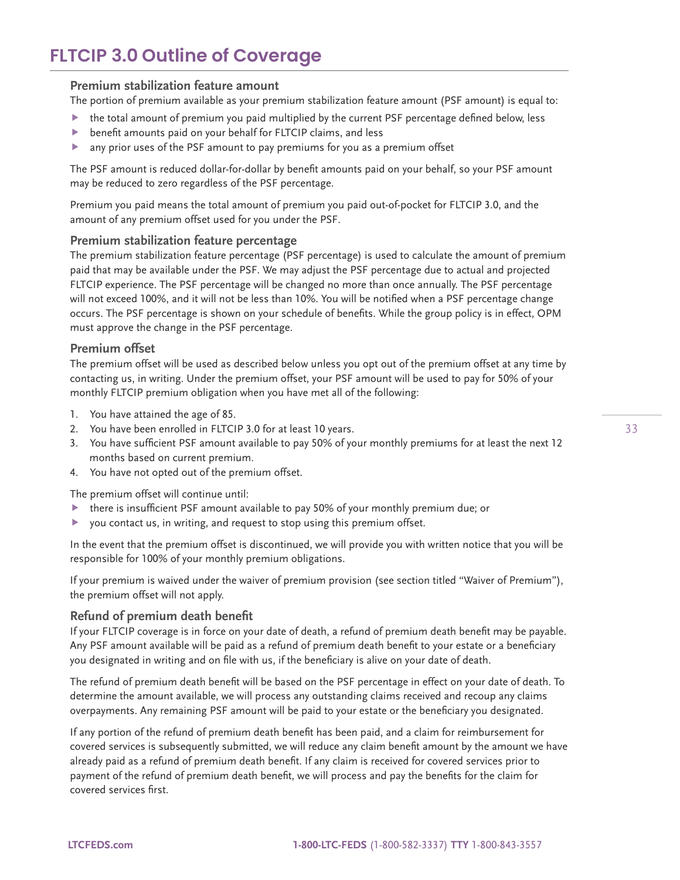# FLTCIP 3.0 Outline of Coverage

### Premium stabilization feature amount

The portion of premium available as your premium stabilization feature amount (PSF amount) is equal to:

- the total amount of premium you paid multiplied by the current PSF percentage defined below, less
- benefit amounts paid on your behalf for FLTCIP claims, and less
- any prior uses of the PSF amount to pay premiums for you as a premium offset

The PSF amount is reduced dollar-for-dollar by benefit amounts paid on your behalf, so your PSF amount may be reduced to zero regardless of the PSF percentage.

Premium you paid means the total amount of premium you paid out-of-pocket for FLTCIP 3.0, and the amount of any premium offset used for you under the PSF.

### Premium stabilization feature percentage

The premium stabilization feature percentage (PSF percentage) is used to calculate the amount of premium paid that may be available under the PSF. We may adjust the PSF percentage due to actual and projected FLTCIP experience. The PSF percentage will be changed no more than once annually. The PSF percentage will not exceed 100%, and it will not be less than 10%. You will be notified when a PSF percentage change occurs. The PSF percentage is shown on your schedule of benefits. While the group policy is in effect, OPM must approve the change in the PSF percentage.

### Premium offset

The premium offset will be used as described below unless you opt out of the premium offset at any time by contacting us, in writing. Under the premium offset, your PSF amount will be used to pay for 50% of your monthly FLTCIP premium obligation when you have met all of the following:

1. You have attained the age of 85.
2. You have been enrolled in FLTCIP 3.0 for at least 10 years.
3. You have sufficient PSF amount available to pay 50% of your monthly premiums for at least the next 12 months based on current premium.
4. You have not opted out of the premium offset.

The premium offset will continue until:

- there is insufficient PSF amount available to pay 50% of your monthly premium due; or
- you contact us, in writing, and request to stop using this premium offset.

In the event that the premium offset is discontinued, we will provide you with written notice that you will be responsible for 100% of your monthly premium obligations.

If your premium is waived under the waiver of premium provision (see section titled "Waiver of Premium"), the premium offset will not apply.

### Refund of premium death benefit

If your FLTCIP coverage is in force on your date of death, a refund of premium death benefit may be payable. Any PSF amount available will be paid as a refund of premium death benefit to your estate or a beneficiary you designated in writing and on file with us, if the beneficiary is alive on your date of death.

The refund of premium death benefit will be based on the PSF percentage in effect on your date of death. To determine the amount available, we will process any outstanding claims received and recoup any claims overpayments. Any remaining PSF amount will be paid to your estate or the beneficiary you designated.

If any portion of the refund of premium death benefit has been paid, and a claim for reimbursement for covered services is subsequently submitted, we will reduce any claim benefit amount by the amount we have already paid as a refund of premium death benefit. If any claim is received for covered services prior to payment of the refund of premium death benefit, we will process and pay the benefits for the claim for covered services first.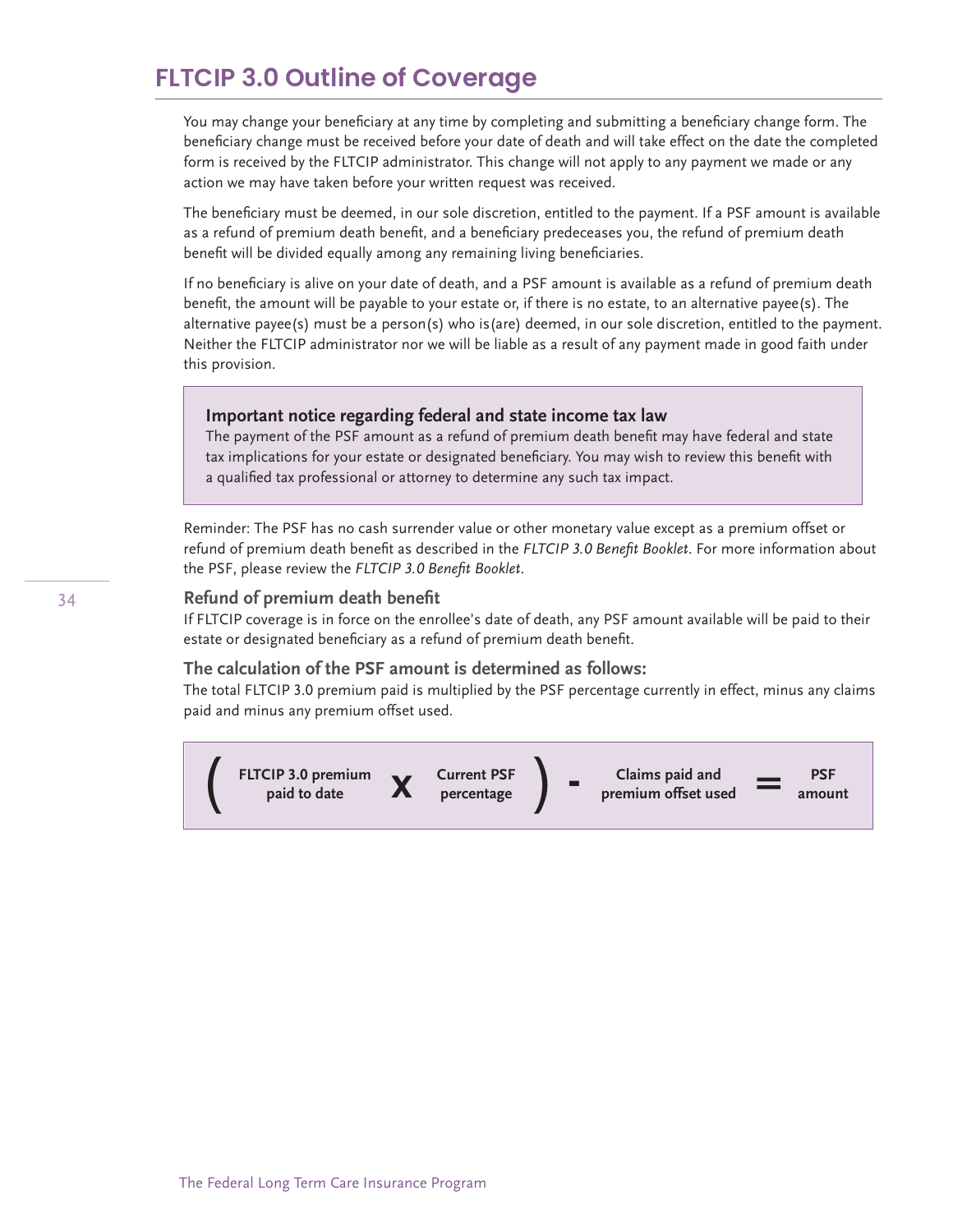## FLTCIP 3.0 Outline of Coverage

You may change your beneficiary at any time by completing and submitting a beneficiary change form. The beneficiary change must be received before your date of death and will take effect on the date the completed form is received by the FLTCIP administrator. This change will not apply to any payment we made or any action we may have taken before your written request was received.

The beneficiary must be deemed, in our sole discretion, entitled to the payment. If a PSF amount is available as a refund of premium death benefit, and a beneficiary predeceases you, the refund of premium death benefit will be divided equally among any remaining living beneficiaries.

If no beneficiary is alive on your date of death, and a PSF amount is available as a refund of premium death benefit, the amount will be payable to your estate or, if there is no estate, to an alternative payee(s). The alternative payee(s) must be a person(s) who is(are) deemed, in our sole discretion, entitled to the payment. Neither the FLTCIP administrator nor we will be liable as a result of any payment made in good faith under this provision.

> **Important notice regarding federal and state income tax law**
> The payment of the PSF amount as a refund of premium death benefit may have federal and state tax implications for your estate or designated beneficiary. You may wish to review this benefit with a qualified tax professional or attorney to determine any such tax impact.

Reminder: The PSF has no cash surrender value or other monetary value except as a premium offset or refund of premium death benefit as described in the *FLTCIP 3.0 Benefit Booklet*. For more information about the PSF, please review the *FLTCIP 3.0 Benefit Booklet*.

### Refund of premium death benefit

If FLTCIP coverage is in force on the enrollee's date of death, any PSF amount available will be paid to their estate or designated beneficiary as a refund of premium death benefit.

### The calculation of the PSF amount is determined as follows:

The total FLTCIP 3.0 premium paid is multiplied by the PSF percentage currently in effect, minus any claims paid and minus any premium offset used.

**( FLTCIP 3.0 premium paid to date x Current PSF percentage ) - Claims paid and premium offset used = PSF amount**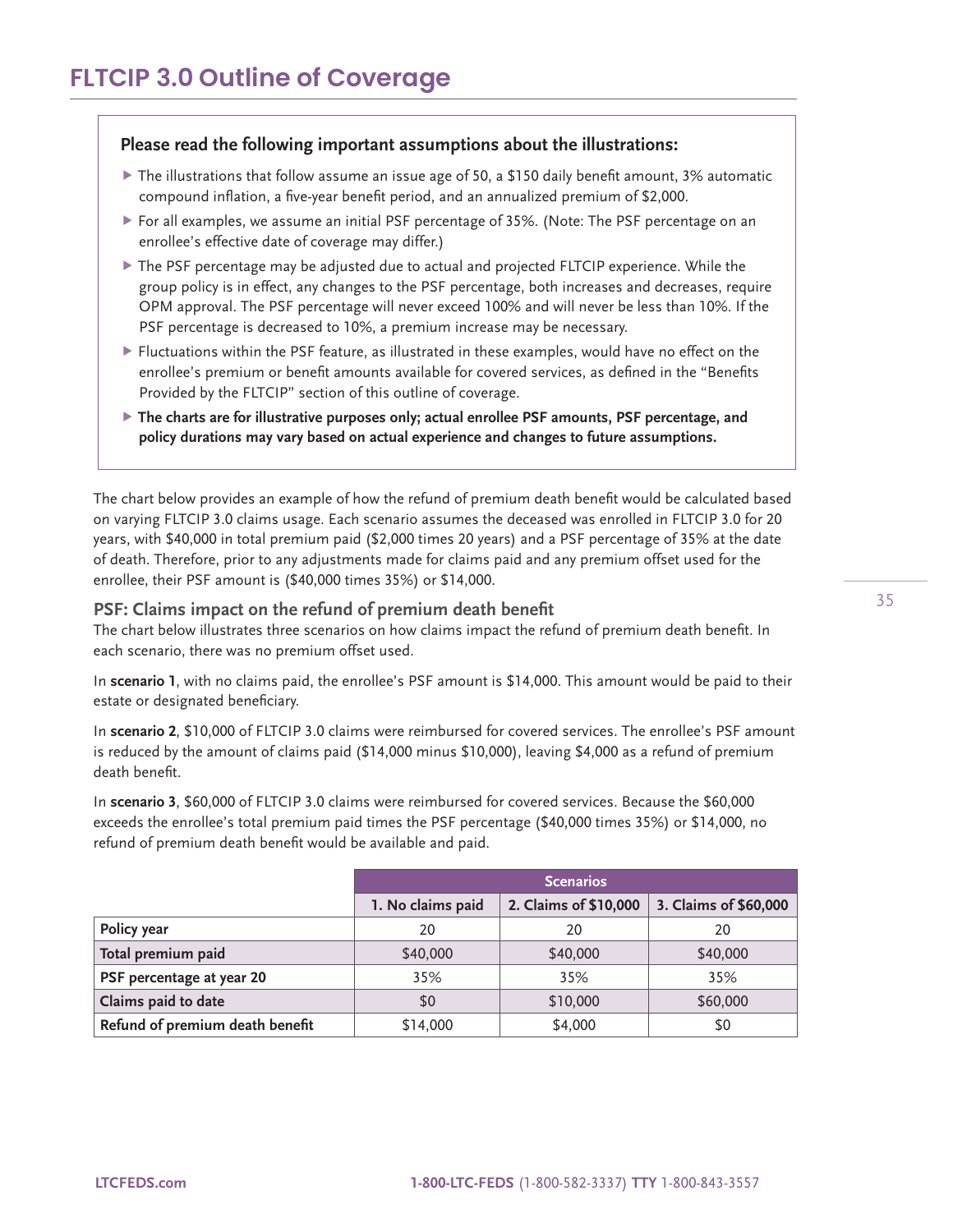# FLTCIP 3.0 Outline of Coverage

**Please read the following important assumptions about the illustrations:**

- The illustrations that follow assume an issue age of 50, a $150 daily benefit amount, 3% automatic compound inflation, a five-year benefit period, and an annualized premium of $2,000.
- For all examples, we assume an initial PSF percentage of 35%. (Note: The PSF percentage on an enrollee's effective date of coverage may differ.)
- The PSF percentage may be adjusted due to actual and projected FLTCIP experience. While the group policy is in effect, any changes to the PSF percentage, both increases and decreases, require OPM approval. The PSF percentage will never exceed 100% and will never be less than 10%. If the PSF percentage is decreased to 10%, a premium increase may be necessary.
- Fluctuations within the PSF feature, as illustrated in these examples, would have no effect on the enrollee's premium or benefit amounts available for covered services, as defined in the "Benefits Provided by the FLTCIP" section of this outline of coverage.
- **The charts are for illustrative purposes only; actual enrollee PSF amounts, PSF percentage, and policy durations may vary based on actual experience and changes to future assumptions.**

The chart below provides an example of how the refund of premium death benefit would be calculated based on varying FLTCIP 3.0 claims usage. Each scenario assumes the deceased was enrolled in FLTCIP 3.0 for 20 years, with $40,000 in total premium paid ($2,000 times 20 years) and a PSF percentage of 35% at the date of death. Therefore, prior to any adjustments made for claims paid and any premium offset used for the enrollee, their PSF amount is ($40,000 times 35%) or $14,000.

### PSF: Claims impact on the refund of premium death benefit

The chart below illustrates three scenarios on how claims impact the refund of premium death benefit. In each scenario, there was no premium offset used.

In **scenario 1**, with no claims paid, the enrollee's PSF amount is $14,000. This amount would be paid to their estate or designated beneficiary.

In **scenario 2**, $10,000 of FLTCIP 3.0 claims were reimbursed for covered services. The enrollee's PSF amount is reduced by the amount of claims paid ($14,000 minus $10,000), leaving $4,000 as a refund of premium death benefit.

In **scenario 3**, $60,000 of FLTCIP 3.0 claims were reimbursed for covered services. Because the $60,000 exceeds the enrollee's total premium paid times the PSF percentage ($40,000 times 35%) or $14,000, no refund of premium death benefit would be available and paid.

| | Scenarios | | |
|---|---|---|---|
| | 1. No claims paid | 2. Claims of $10,000 | 3. Claims of $60,000 |
| **Policy year** | 20 | 20 | 20 |
| **Total premium paid** | $40,000 | $40,000 | $40,000 |
| **PSF percentage at year 20** | 35% | 35% | 35% |
| **Claims paid to date** | $0 | $10,000 | $60,000 |
| **Refund of premium death benefit** | $14,000 | $4,000 | $0 |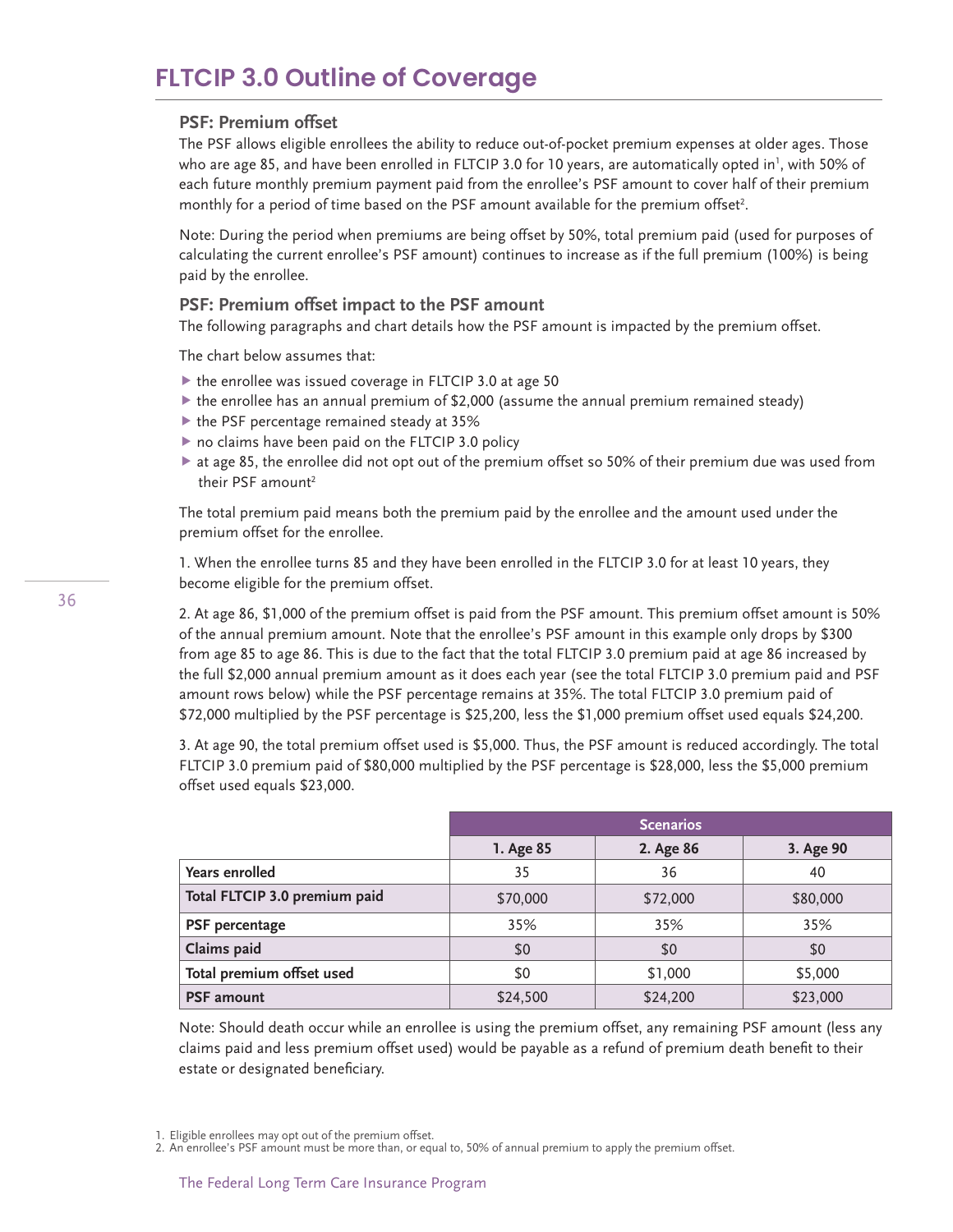# FLTCIP 3.0 Outline of Coverage

### PSF: Premium offset

The PSF allows eligible enrollees the ability to reduce out-of-pocket premium expenses at older ages. Those who are age 85, and have been enrolled in FLTCIP 3.0 for 10 years, are automatically opted in[1], with 50% of each future monthly premium payment paid from the enrollee's PSF amount to cover half of their premium monthly for a period of time based on the PSF amount available for the premium offset[2].

Note: During the period when premiums are being offset by 50%, total premium paid (used for purposes of calculating the current enrollee's PSF amount) continues to increase as if the full premium (100%) is being paid by the enrollee.

### PSF: Premium offset impact to the PSF amount

The following paragraphs and chart details how the PSF amount is impacted by the premium offset.

The chart below assumes that:

- the enrollee was issued coverage in FLTCIP 3.0 at age 50
- the enrollee has an annual premium of $2,000 (assume the annual premium remained steady)
- the PSF percentage remained steady at 35%
- no claims have been paid on the FLTCIP 3.0 policy
- at age 85, the enrollee did not opt out of the premium offset so 50% of their premium due was used from their PSF amount[2]

The total premium paid means both the premium paid by the enrollee and the amount used under the premium offset for the enrollee.

1. When the enrollee turns 85 and they have been enrolled in the FLTCIP 3.0 for at least 10 years, they become eligible for the premium offset.

2. At age 86, $1,000 of the premium offset is paid from the PSF amount. This premium offset amount is 50% of the annual premium amount. Note that the enrollee's PSF amount in this example only drops by $300 from age 85 to age 86. This is due to the fact that the total FLTCIP 3.0 premium paid at age 86 increased by the full $2,000 annual premium amount as it does each year (see the total FLTCIP 3.0 premium paid and PSF amount rows below) while the PSF percentage remains at 35%. The total FLTCIP 3.0 premium paid of $72,000 multiplied by the PSF percentage is $25,200, less the $1,000 premium offset used equals $24,200.

3. At age 90, the total premium offset used is $5,000. Thus, the PSF amount is reduced accordingly. The total FLTCIP 3.0 premium paid of $80,000 multiplied by the PSF percentage is $28,000, less the $5,000 premium offset used equals $23,000.

| | Scenarios | | |
|---|---|---|---|
| | 1. Age 85 | 2. Age 86 | 3. Age 90 |
| **Years enrolled** | 35 | 36 | 40 |
| **Total FLTCIP 3.0 premium paid** | $70,000 | $72,000 | $80,000 |
| **PSF percentage** | 35% | 35% | 35% |
| **Claims paid** | $0 | $0 | $0 |
| **Total premium offset used** | $0 | $1,000 | $5,000 |
| **PSF amount** | $24,500 | $24,200 | $23,000 |

Note: Should death occur while an enrollee is using the premium offset, any remaining PSF amount (less any claims paid and less premium offset used) would be payable as a refund of premium death benefit to their estate or designated beneficiary.

1. Eligible enrollees may opt out of the premium offset.
2. An enrollee's PSF amount must be more than, or equal to, 50% of annual premium to apply the premium offset.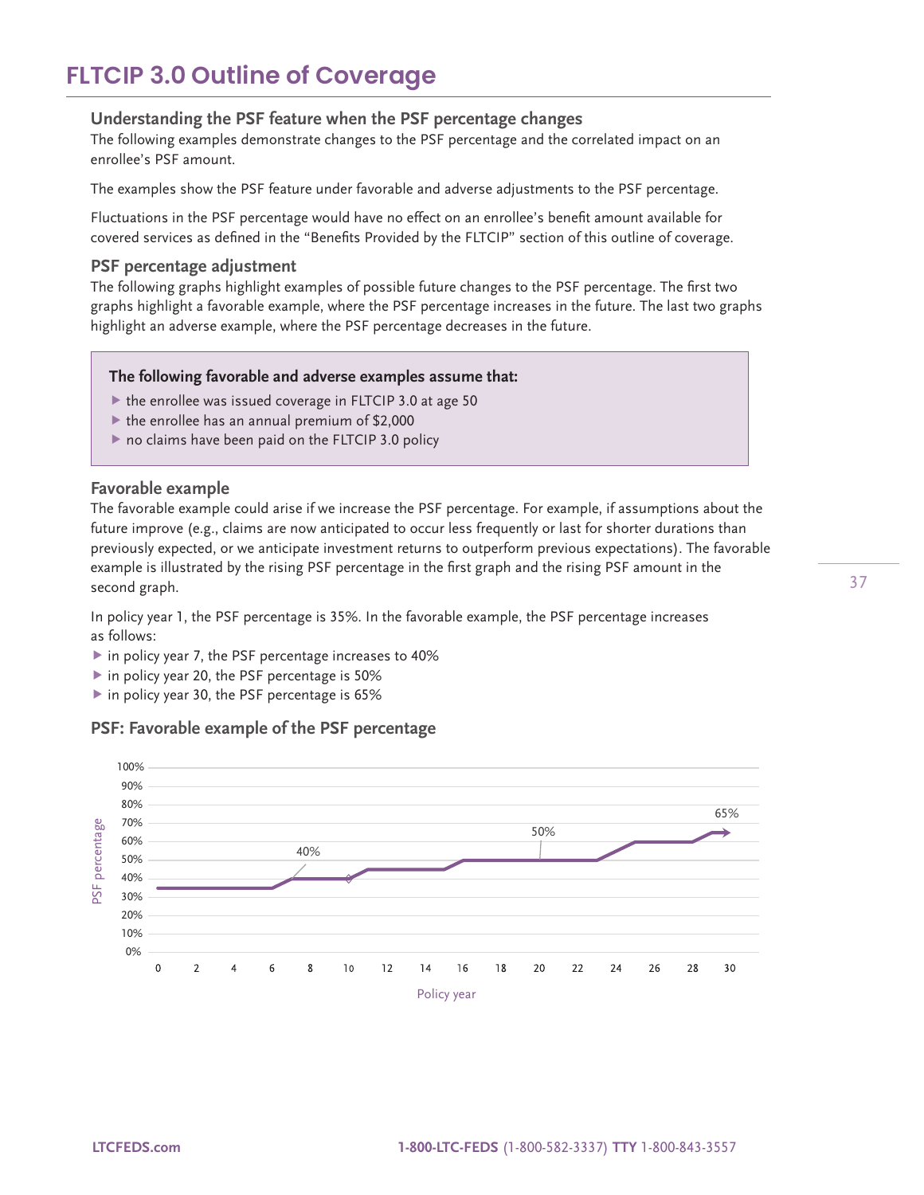# FLTCIP 3.0 Outline of Coverage

### Understanding the PSF feature when the PSF percentage changes

The following examples demonstrate changes to the PSF percentage and the correlated impact on an enrollee's PSF amount.

The examples show the PSF feature under favorable and adverse adjustments to the PSF percentage.

Fluctuations in the PSF percentage would have no effect on an enrollee's benefit amount available for covered services as defined in the "Benefits Provided by the FLTCIP" section of this outline of coverage.

### PSF percentage adjustment

The following graphs highlight examples of possible future changes to the PSF percentage. The first two graphs highlight a favorable example, where the PSF percentage increases in the future. The last two graphs highlight an adverse example, where the PSF percentage decreases in the future.

**The following favorable and adverse examples assume that:**

- the enrollee was issued coverage in FLTCIP 3.0 at age 50
- the enrollee has an annual premium of $2,000
- no claims have been paid on the FLTCIP 3.0 policy

### Favorable example

The favorable example could arise if we increase the PSF percentage. For example, if assumptions about the future improve (e.g., claims are now anticipated to occur less frequently or last for shorter durations than previously expected, or we anticipate investment returns to outperform previous expectations). The favorable example is illustrated by the rising PSF percentage in the first graph and the rising PSF amount in the second graph.

In policy year 1, the PSF percentage is 35%. In the favorable example, the PSF percentage increases as follows:

- in policy year 7, the PSF percentage increases to 40%
- in policy year 20, the PSF percentage is 50%
- in policy year 30, the PSF percentage is 65%

### PSF: Favorable example of the PSF percentage

PSF percentage (0%–100%) by Policy year (0–30): 35% through year 6, 40% at year 7, 50% at year 20, 65% at year 30.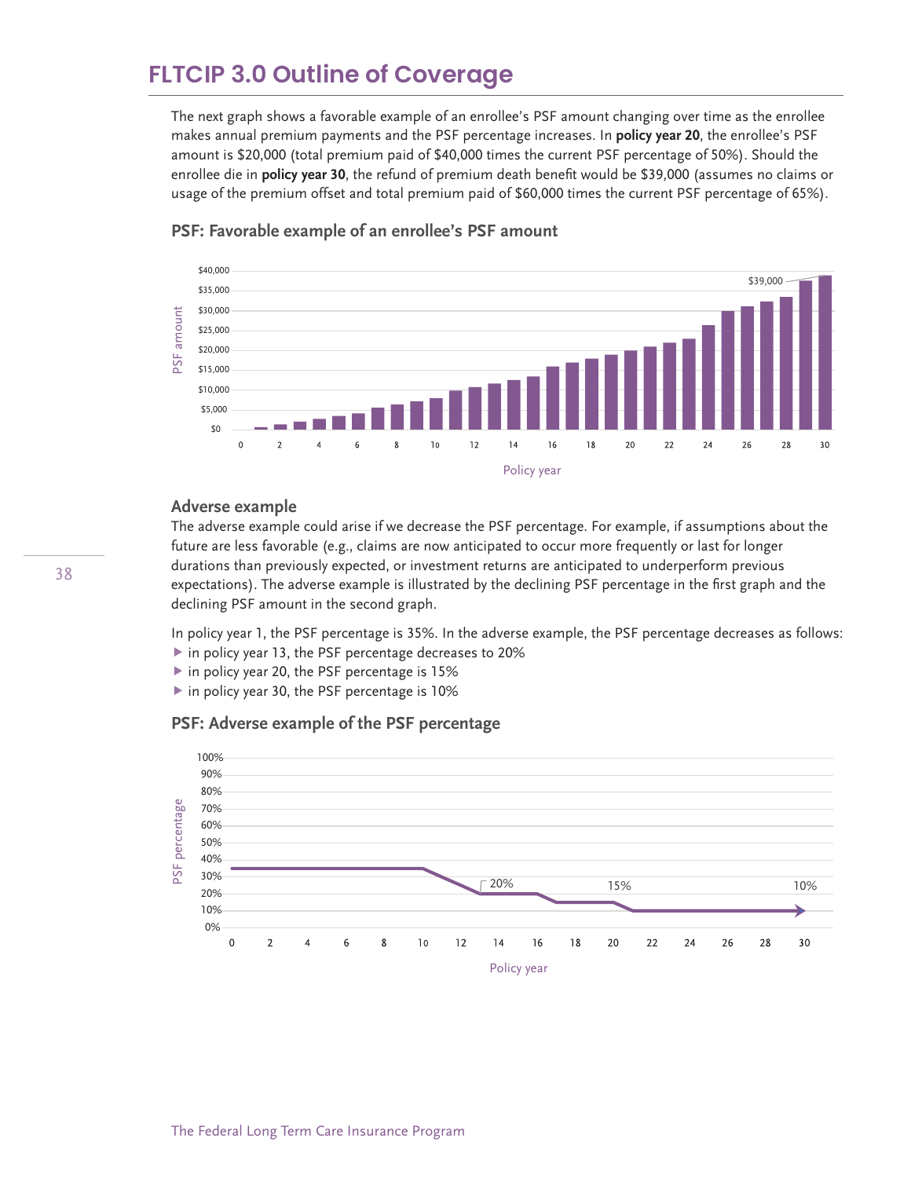## FLTCIP 3.0 Outline of Coverage

The next graph shows a favorable example of an enrollee's PSF amount changing over time as the enrollee makes annual premium payments and the PSF percentage increases. In **policy year 20**, the enrollee's PSF amount is $20,000 (total premium paid of $40,000 times the current PSF percentage of 50%). Should the enrollee die in **policy year 30**, the refund of premium death benefit would be $39,000 (assumes no claims or usage of the premium offset and total premium paid of $60,000 times the current PSF percentage of 65%).

### PSF: Favorable example of an enrollee's PSF amount

### Adverse example

The adverse example could arise if we decrease the PSF percentage. For example, if assumptions about the future are less favorable (e.g., claims are now anticipated to occur more frequently or last for longer durations than previously expected, or investment returns are anticipated to underperform previous expectations). The adverse example is illustrated by the declining PSF percentage in the first graph and the declining PSF amount in the second graph.

In policy year 1, the PSF percentage is 35%. In the adverse example, the PSF percentage decreases as follows:

- in policy year 13, the PSF percentage decreases to 20%
- in policy year 20, the PSF percentage is 15%
- in policy year 30, the PSF percentage is 10%

### PSF: Adverse example of the PSF percentage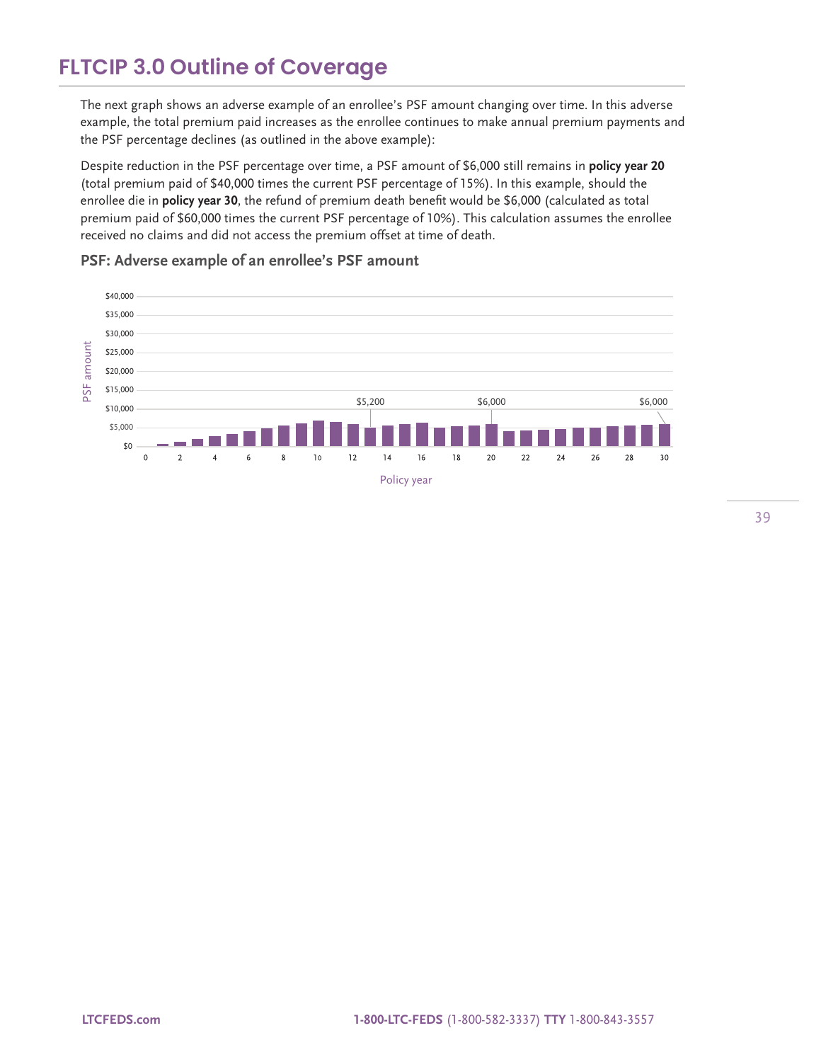# FLTCIP 3.0 Outline of Coverage

The next graph shows an adverse example of an enrollee's PSF amount changing over time. In this adverse example, the total premium paid increases as the enrollee continues to make annual premium payments and the PSF percentage declines (as outlined in the above example):

Despite reduction in the PSF percentage over time, a PSF amount of $6,000 still remains in **policy year 20** (total premium paid of $40,000 times the current PSF percentage of 15%). In this example, should the enrollee die in **policy year 30**, the refund of premium death benefit would be $6,000 (calculated as total premium paid of $60,000 times the current PSF percentage of 10%). This calculation assumes the enrollee received no claims and did not access the premium offset at time of death.

### PSF: Adverse example of an enrollee's PSF amount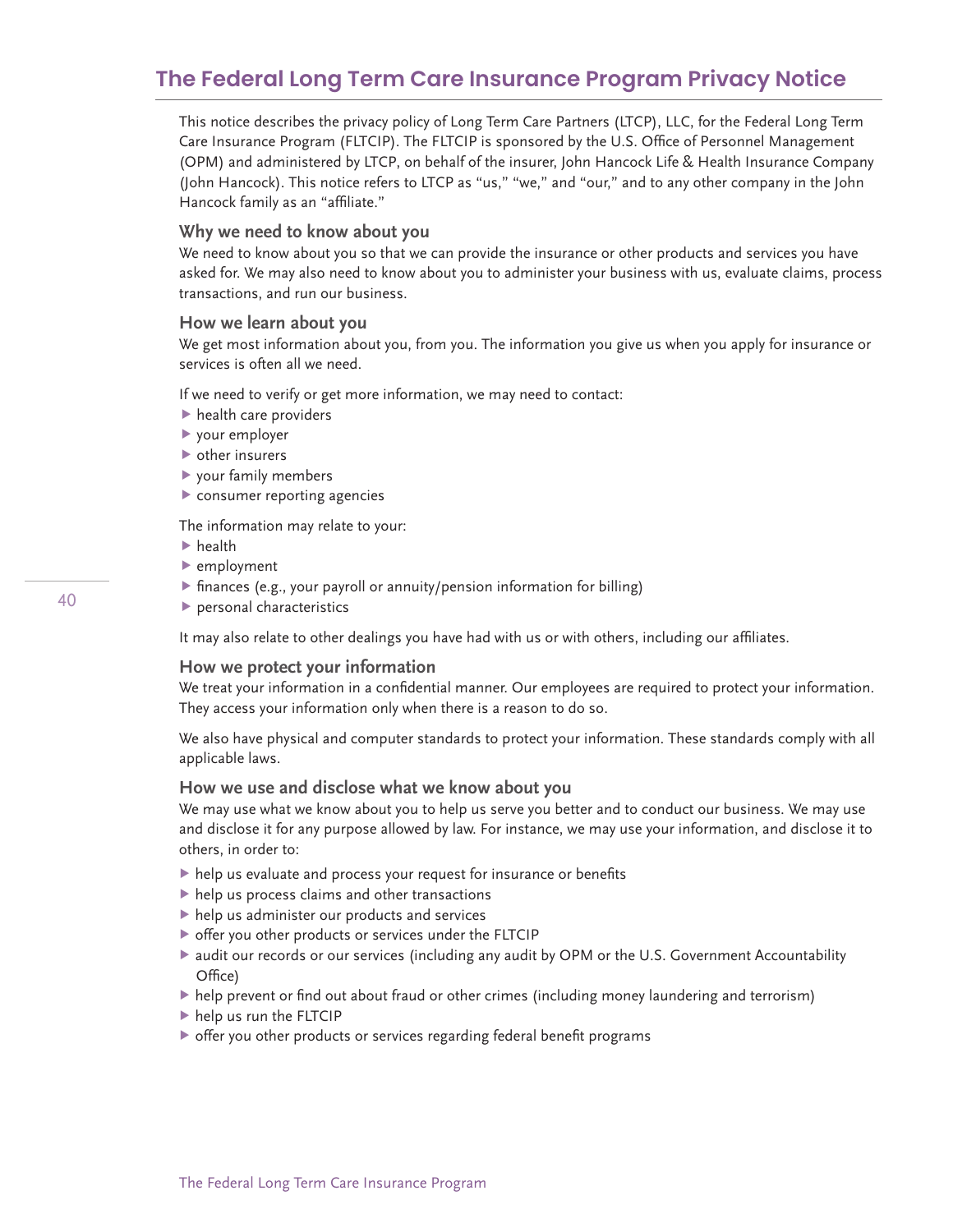# The Federal Long Term Care Insurance Program Privacy Notice

This notice describes the privacy policy of Long Term Care Partners (LTCP), LLC, for the Federal Long Term Care Insurance Program (FLTCIP). The FLTCIP is sponsored by the U.S. Office of Personnel Management (OPM) and administered by LTCP, on behalf of the insurer, John Hancock Life & Health Insurance Company (John Hancock). This notice refers to LTCP as "us," "we," and "our," and to any other company in the John Hancock family as an "affiliate."

### Why we need to know about you

We need to know about you so that we can provide the insurance or other products and services you have asked for. We may also need to know about you to administer your business with us, evaluate claims, process transactions, and run our business.

### How we learn about you

We get most information about you, from you. The information you give us when you apply for insurance or services is often all we need.

If we need to verify or get more information, we may need to contact:

- health care providers
- your employer
- other insurers
- your family members
- consumer reporting agencies

The information may relate to your:

- health
- employment
- finances (e.g., your payroll or annuity/pension information for billing)
- personal characteristics

It may also relate to other dealings you have had with us or with others, including our affiliates.

### How we protect your information

We treat your information in a confidential manner. Our employees are required to protect your information. They access your information only when there is a reason to do so.

We also have physical and computer standards to protect your information. These standards comply with all applicable laws.

### How we use and disclose what we know about you

We may use what we know about you to help us serve you better and to conduct our business. We may use and disclose it for any purpose allowed by law. For instance, we may use your information, and disclose it to others, in order to:

- help us evaluate and process your request for insurance or benefits
- help us process claims and other transactions
- help us administer our products and services
- offer you other products or services under the FLTCIP
- audit our records or our services (including any audit by OPM or the U.S. Government Accountability Office)
- help prevent or find out about fraud or other crimes (including money laundering and terrorism)
- help us run the FLTCIP
- offer you other products or services regarding federal benefit programs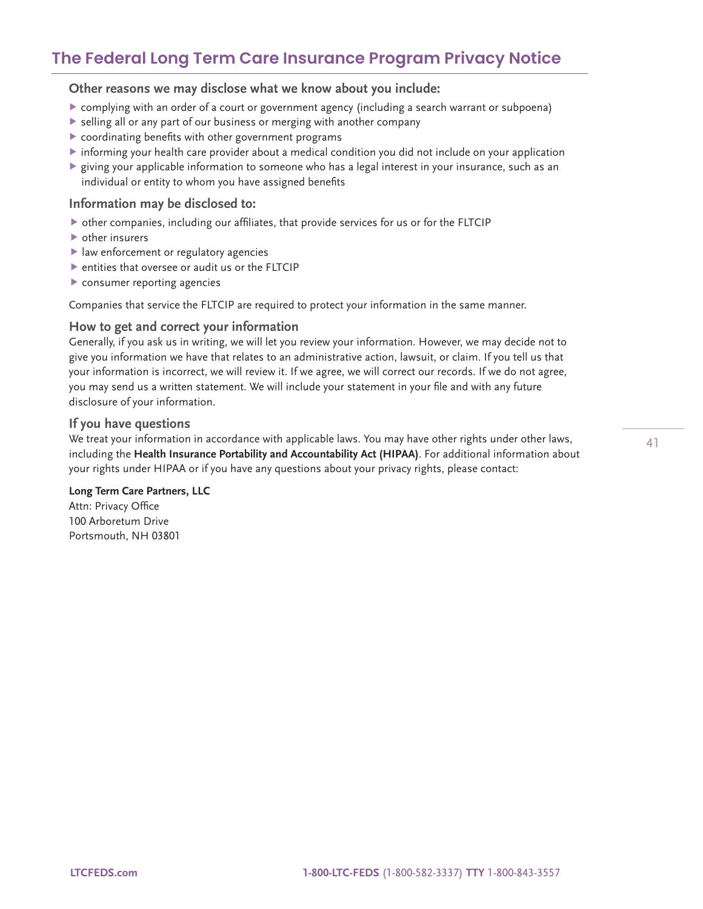## The Federal Long Term Care Insurance Program Privacy Notice

### Other reasons we may disclose what we know about you include:

- complying with an order of a court or government agency (including a search warrant or subpoena)
- selling all or any part of our business or merging with another company
- coordinating benefits with other government programs
- informing your health care provider about a medical condition you did not include on your application
- giving your applicable information to someone who has a legal interest in your insurance, such as an individual or entity to whom you have assigned benefits

### Information may be disclosed to:

- other companies, including our affiliates, that provide services for us or for the FLTCIP
- other insurers
- law enforcement or regulatory agencies
- entities that oversee or audit us or the FLTCIP
- consumer reporting agencies

Companies that service the FLTCIP are required to protect your information in the same manner.

### How to get and correct your information

Generally, if you ask us in writing, we will let you review your information. However, we may decide not to give you information we have that relates to an administrative action, lawsuit, or claim. If you tell us that your information is incorrect, we will review it. If we agree, we will correct our records. If we do not agree, you may send us a written statement. We will include your statement in your file and with any future disclosure of your information.

### If you have questions

We treat your information in accordance with applicable laws. You may have other rights under other laws, including the **Health Insurance Portability and Accountability Act (HIPAA)**. For additional information about your rights under HIPAA or if you have any questions about your privacy rights, please contact:

**Long Term Care Partners, LLC**
Attn: Privacy Office
100 Arboretum Drive
Portsmouth, NH 03801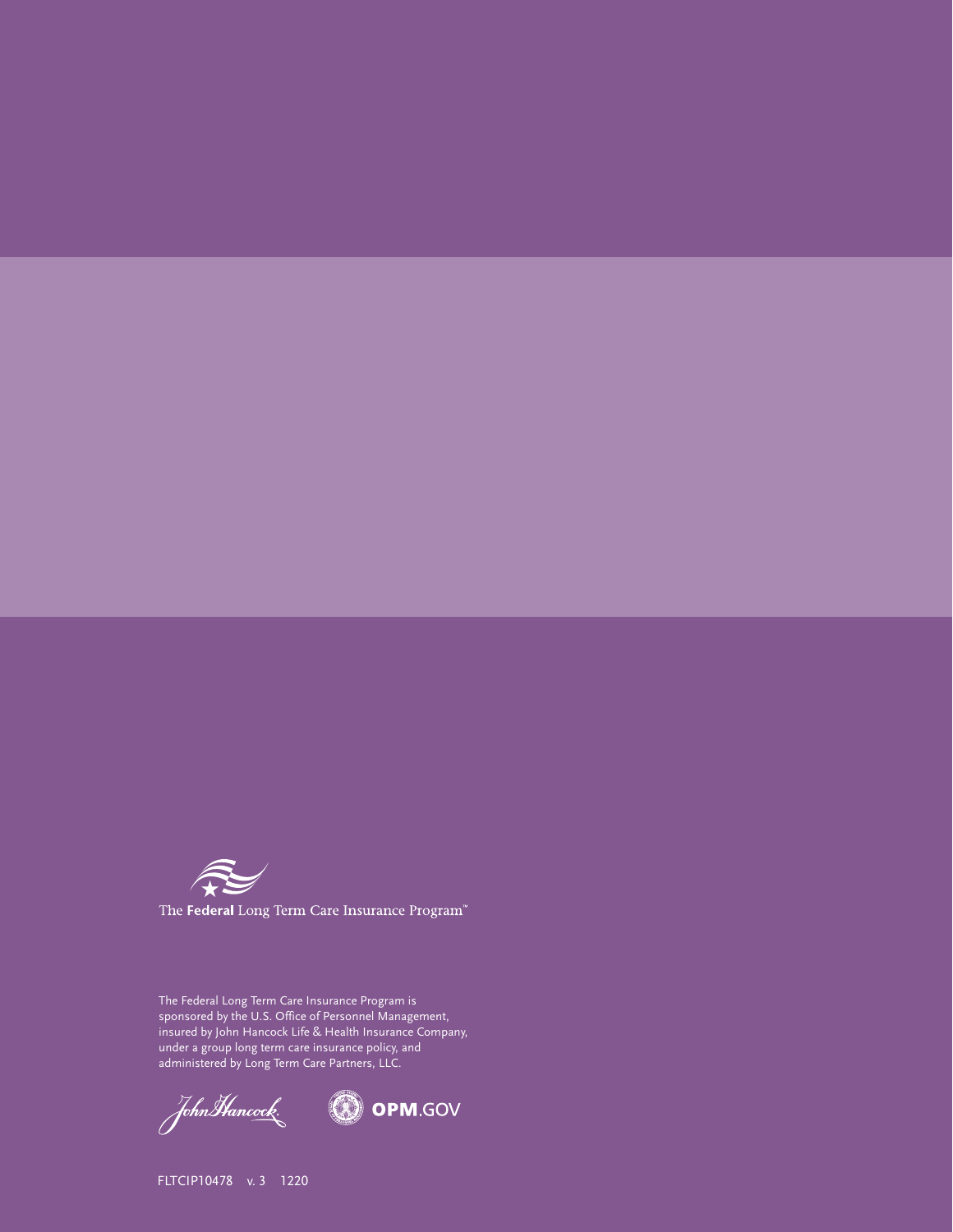The **Federal** Long Term Care Insurance Program™

The Federal Long Term Care Insurance Program is sponsored by the U.S. Office of Personnel Management, insured by John Hancock Life & Health Insurance Company, under a group long term care insurance policy, and administered by Long Term Care Partners, LLC.

John Hancock

OPM.GOV

FLTCIP10478 v. 3 1220